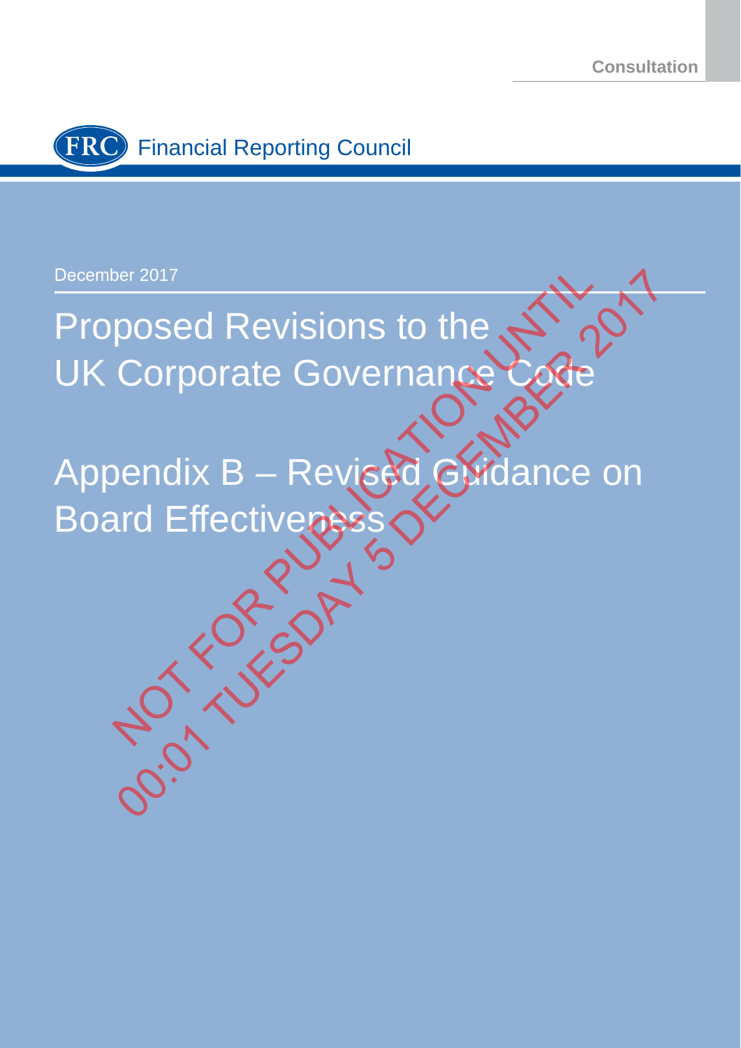Consultation

Financial Reporting Council

December 2017

# Proposed Revisions to the UK Corporate Governance Code

# Appendix B – Revised Guidance on Board Effectiveness

NOT FOR PUBLICATION UNTIL 00:01 TUESDAY 5 DECEMBER 2017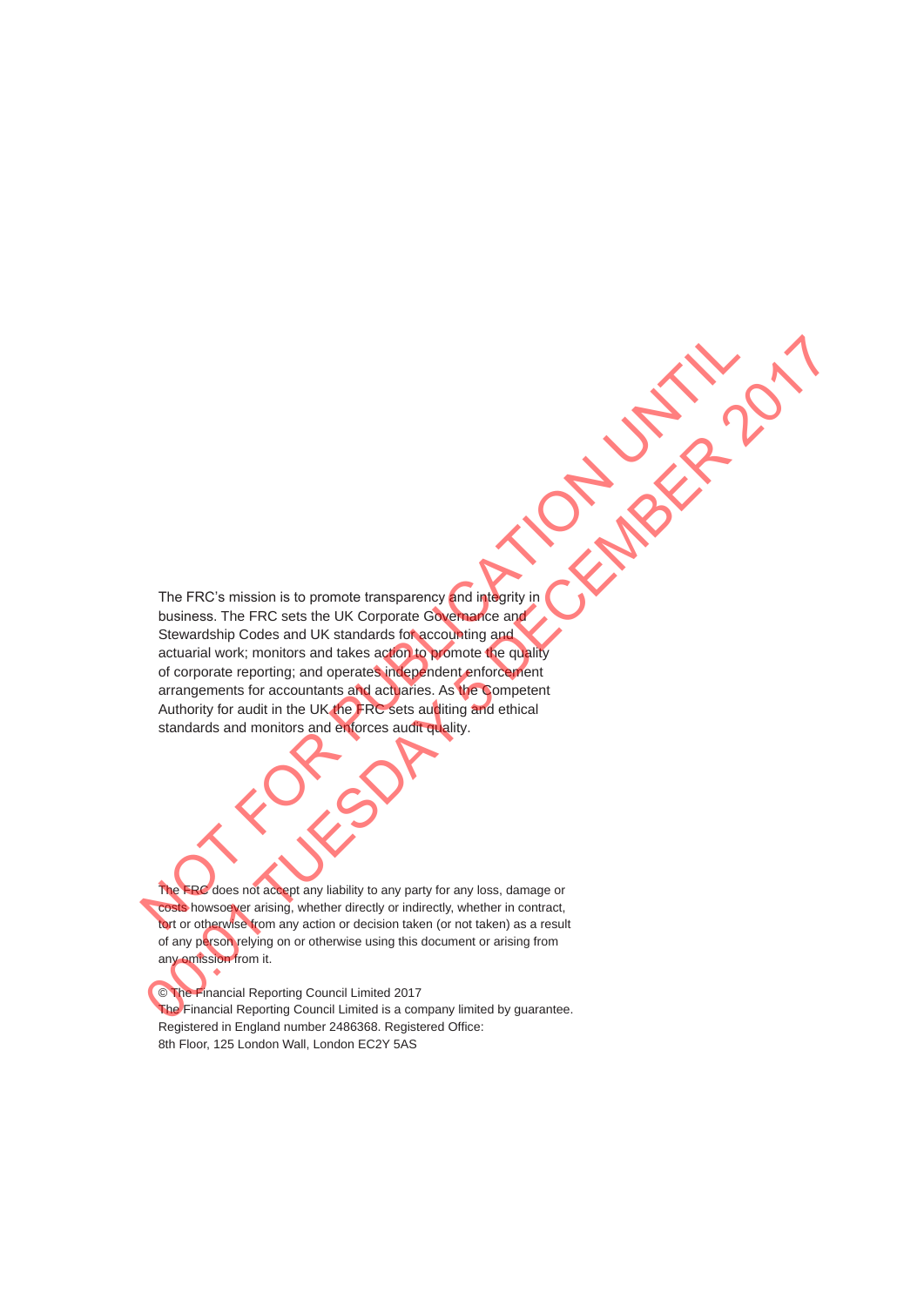NOT FOR PUBLICATION UNTIL 00:01 TUESDAY 5 DECEMBER 2017

The FRC's mission is to promote transparency and integrity in business. The FRC sets the UK Corporate Governance and Stewardship Codes and UK standards for accounting and actuarial work; monitors and takes action to promote the quality of corporate reporting; and operates independent enforcement arrangements for accountants and actuaries. As the Competent Authority for audit in the UK the FRC sets auditing and ethical standards and monitors and enforces audit quality.

The FRC does not accept any liability to any party for any loss, damage or costs howsoever arising, whether directly or indirectly, whether in contract, tort or otherwise from any action or decision taken (or not taken) as a result of any person relying on or otherwise using this document or arising from any omission from it.

© The Financial Reporting Council Limited 2017
The Financial Reporting Council Limited is a company limited by guarantee.
Registered in England number 2486368. Registered Office:
8th Floor, 125 London Wall, London EC2Y 5AS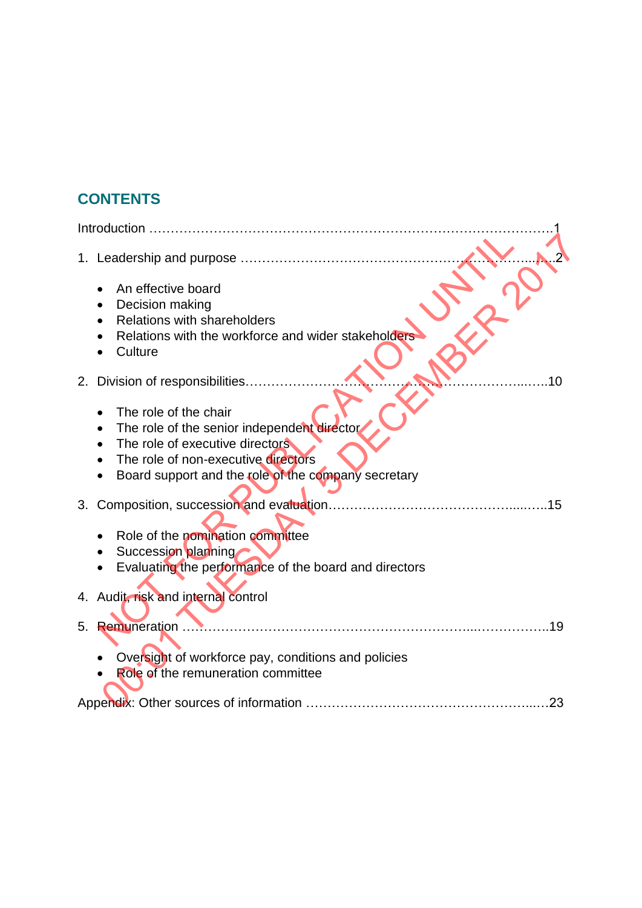## CONTENTS

Introduction ……………………………………………………………………………………1

1. Leadership and purpose ……………………………………………………………….…..2

   - An effective board
   - Decision making
   - Relations with shareholders
   - Relations with the workforce and wider stakeholders
   - Culture

2. Division of responsibilities…………………………………………………………...…..10

   - The role of the chair
   - The role of the senior independent director
   - The role of executive directors
   - The role of non-executive directors
   - Board support and the role of the company secretary

3. Composition, succession and evaluation……………………………………......…..15

   - Role of the nomination committee
   - Succession planning
   - Evaluating the performance of the board and directors

4. Audit, risk and internal control

5. Remuneration ……………………………………………………….....……………..19

   - Oversight of workforce pay, conditions and policies
   - Role of the remuneration committee

Appendix: Other sources of information …………………………………………...…23

NOT FOR PUBLICATION UNTIL 00:01 TUESDAY 5 DECEMBER 2017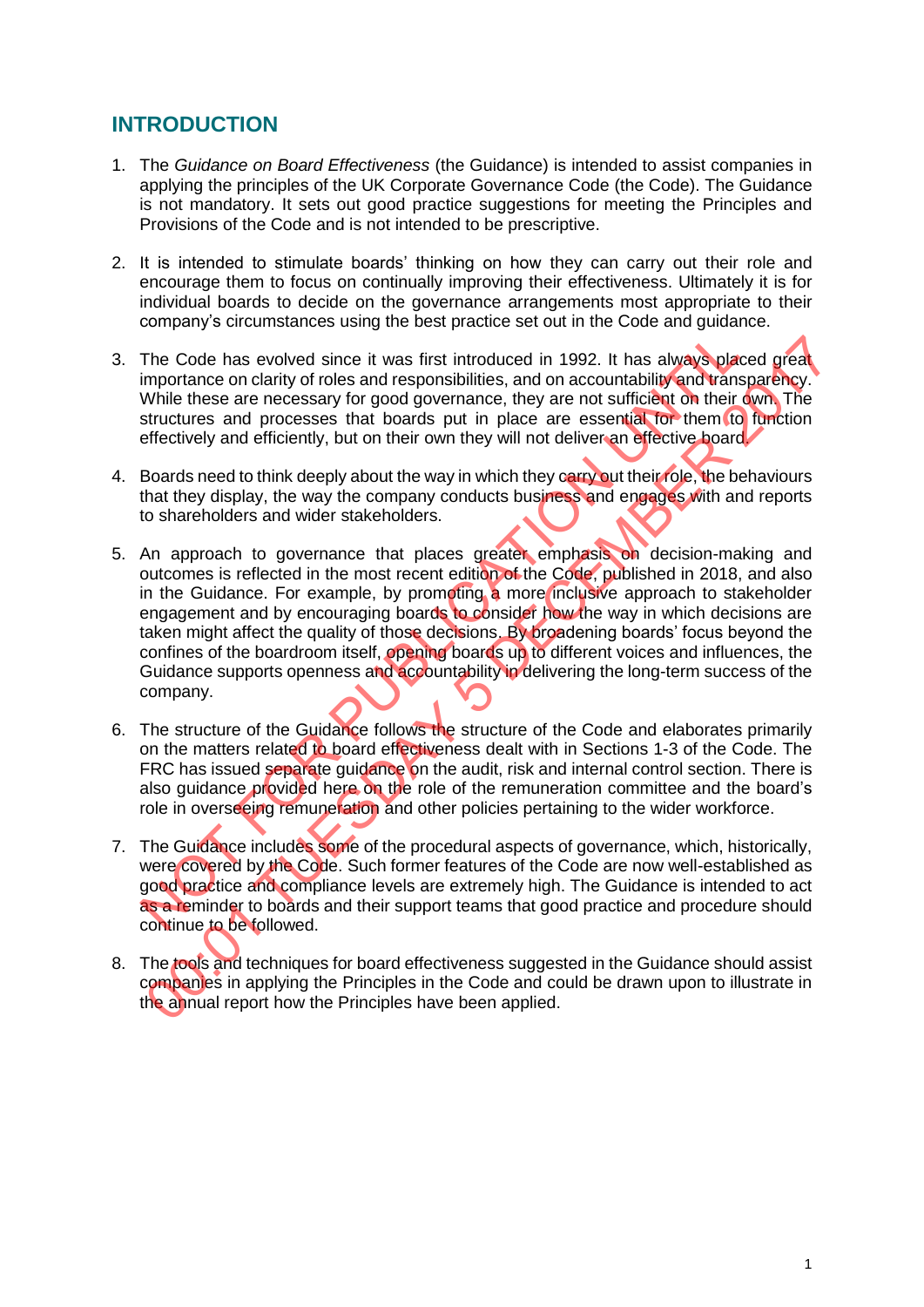## INTRODUCTION

1. The *Guidance on Board Effectiveness* (the Guidance) is intended to assist companies in applying the principles of the UK Corporate Governance Code (the Code). The Guidance is not mandatory. It sets out good practice suggestions for meeting the Principles and Provisions of the Code and is not intended to be prescriptive.

2. It is intended to stimulate boards' thinking on how they can carry out their role and encourage them to focus on continually improving their effectiveness. Ultimately it is for individual boards to decide on the governance arrangements most appropriate to their company's circumstances using the best practice set out in the Code and guidance.

3. The Code has evolved since it was first introduced in 1992. It has always placed great importance on clarity of roles and responsibilities, and on accountability and transparency. While these are necessary for good governance, they are not sufficient on their own. The structures and processes that boards put in place are essential for them to function effectively and efficiently, but on their own they will not deliver an effective board.

4. Boards need to think deeply about the way in which they carry out their role, the behaviours that they display, the way the company conducts business and engages with and reports to shareholders and wider stakeholders.

5. An approach to governance that places greater emphasis on decision-making and outcomes is reflected in the most recent edition of the Code, published in 2018, and also in the Guidance. For example, by promoting a more inclusive approach to stakeholder engagement and by encouraging boards to consider how the way in which decisions are taken might affect the quality of those decisions. By broadening boards' focus beyond the confines of the boardroom itself, opening boards up to different voices and influences, the Guidance supports openness and accountability in delivering the long-term success of the company.

6. The structure of the Guidance follows the structure of the Code and elaborates primarily on the matters related to board effectiveness dealt with in Sections 1-3 of the Code. The FRC has issued separate guidance on the audit, risk and internal control section. There is also guidance provided here on the role of the remuneration committee and the board's role in overseeing remuneration and other policies pertaining to the wider workforce.

7. The Guidance includes some of the procedural aspects of governance, which, historically, were covered by the Code. Such former features of the Code are now well-established as good practice and compliance levels are extremely high. The Guidance is intended to act as a reminder to boards and their support teams that good practice and procedure should continue to be followed.

8. The tools and techniques for board effectiveness suggested in the Guidance should assist companies in applying the Principles in the Code and could be drawn upon to illustrate in the annual report how the Principles have been applied.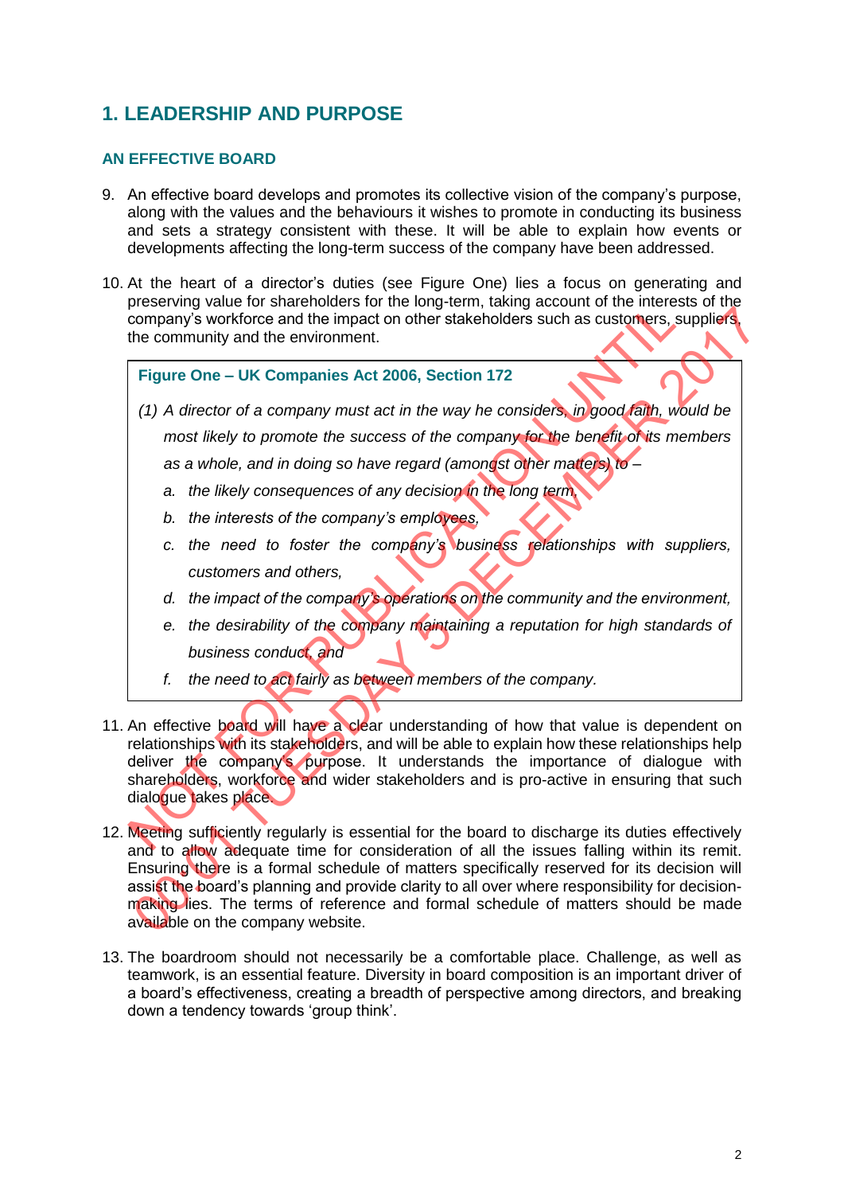# 1. LEADERSHIP AND PURPOSE

## AN EFFECTIVE BOARD

9. An effective board develops and promotes its collective vision of the company's purpose, along with the values and the behaviours it wishes to promote in conducting its business and sets a strategy consistent with these. It will be able to explain how events or developments affecting the long-term success of the company have been addressed.

10. At the heart of a director's duties (see Figure One) lies a focus on generating and preserving value for shareholders for the long-term, taking account of the interests of the company's workforce and the impact on other stakeholders such as customers, suppliers, the community and the environment.

> **Figure One – UK Companies Act 2006, Section 172**
>
> *(1) A director of a company must act in the way he considers, in good faith, would be most likely to promote the success of the company for the benefit of its members as a whole, and in doing so have regard (amongst other matters) to –*
>
> *a. the likely consequences of any decision in the long term,*
>
> *b. the interests of the company's employees,*
>
> *c. the need to foster the company's business relationships with suppliers, customers and others,*
>
> *d. the impact of the company's operations on the community and the environment,*
>
> *e. the desirability of the company maintaining a reputation for high standards of business conduct, and*
>
> *f. the need to act fairly as between members of the company.*

11. An effective board will have a clear understanding of how that value is dependent on relationships with its stakeholders, and will be able to explain how these relationships help deliver the company's purpose. It understands the importance of dialogue with shareholders, workforce and wider stakeholders and is pro-active in ensuring that such dialogue takes place.

12. Meeting sufficiently regularly is essential for the board to discharge its duties effectively and to allow adequate time for consideration of all the issues falling within its remit. Ensuring there is a formal schedule of matters specifically reserved for its decision will assist the board's planning and provide clarity to all over where responsibility for decision-making lies. The terms of reference and formal schedule of matters should be made available on the company website.

13. The boardroom should not necessarily be a comfortable place. Challenge, as well as teamwork, is an essential feature. Diversity in board composition is an important driver of a board's effectiveness, creating a breadth of perspective among directors, and breaking down a tendency towards 'group think'.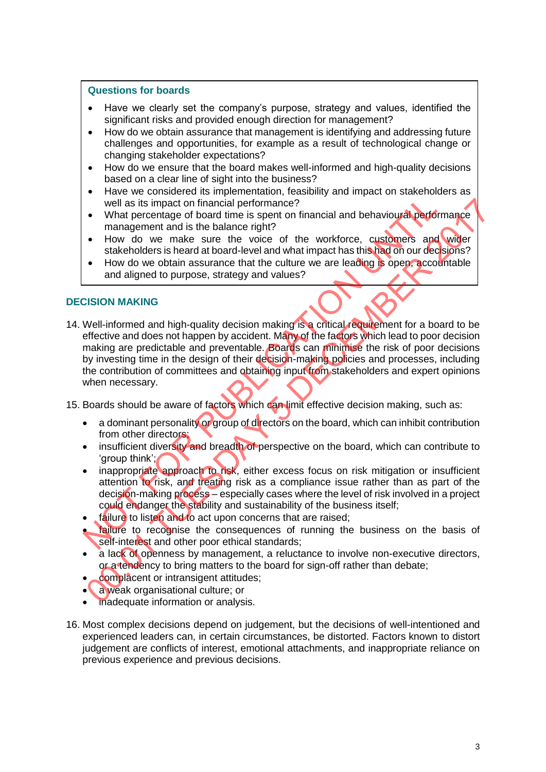**Questions for boards**

- Have we clearly set the company's purpose, strategy and values, identified the significant risks and provided enough direction for management?
- How do we obtain assurance that management is identifying and addressing future challenges and opportunities, for example as a result of technological change or changing stakeholder expectations?
- How do we ensure that the board makes well-informed and high-quality decisions based on a clear line of sight into the business?
- Have we considered its implementation, feasibility and impact on stakeholders as well as its impact on financial performance?
- What percentage of board time is spent on financial and behavioural performance management and is the balance right?
- How do we make sure the voice of the workforce, customers and wider stakeholders is heard at board-level and what impact has this had on our decisions?
- How do we obtain assurance that the culture we are leading is open, accountable and aligned to purpose, strategy and values?

## DECISION MAKING

14. Well-informed and high-quality decision making is a critical requirement for a board to be effective and does not happen by accident. Many of the factors which lead to poor decision making are predictable and preventable. Boards can minimise the risk of poor decisions by investing time in the design of their decision-making policies and processes, including the contribution of committees and obtaining input from stakeholders and expert opinions when necessary.

15. Boards should be aware of factors which can limit effective decision making, such as:

    - a dominant personality or group of directors on the board, which can inhibit contribution from other directors;
    - insufficient diversity and breadth of perspective on the board, which can contribute to 'group think';
    - inappropriate approach to risk, either excess focus on risk mitigation or insufficient attention to risk, and treating risk as a compliance issue rather than as part of the decision-making process – especially cases where the level of risk involved in a project could endanger the stability and sustainability of the business itself;
    - failure to listen and to act upon concerns that are raised;
    - failure to recognise the consequences of running the business on the basis of self-interest and other poor ethical standards;
    - a lack of openness by management, a reluctance to involve non-executive directors, or a tendency to bring matters to the board for sign-off rather than debate;
    - complacent or intransigent attitudes;
    - a weak organisational culture; or
    - inadequate information or analysis.

16. Most complex decisions depend on judgement, but the decisions of well-intentioned and experienced leaders can, in certain circumstances, be distorted. Factors known to distort judgement are conflicts of interest, emotional attachments, and inappropriate reliance on previous experience and previous decisions.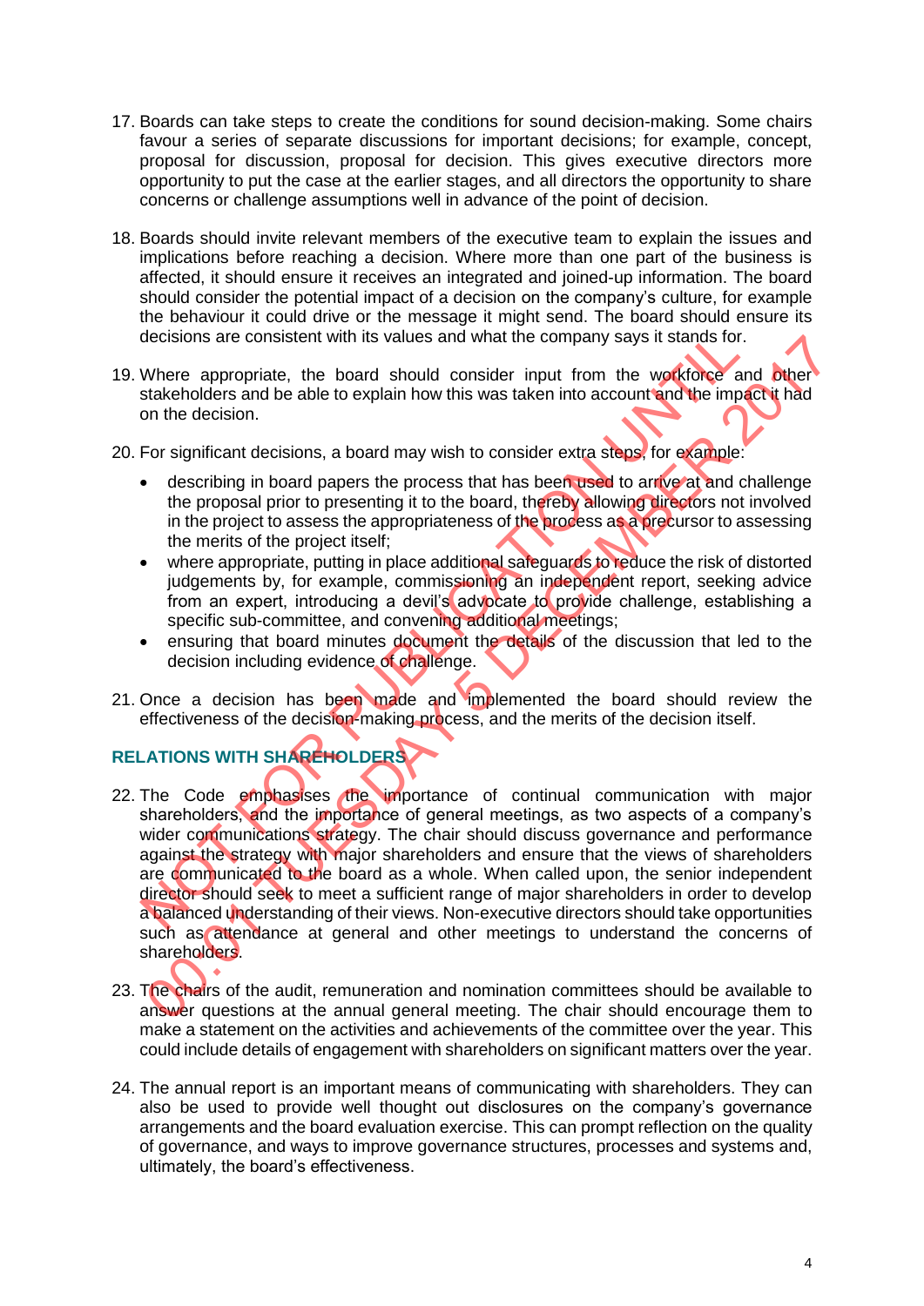17. Boards can take steps to create the conditions for sound decision-making. Some chairs favour a series of separate discussions for important decisions; for example, concept, proposal for discussion, proposal for decision. This gives executive directors more opportunity to put the case at the earlier stages, and all directors the opportunity to share concerns or challenge assumptions well in advance of the point of decision.

18. Boards should invite relevant members of the executive team to explain the issues and implications before reaching a decision. Where more than one part of the business is affected, it should ensure it receives an integrated and joined-up information. The board should consider the potential impact of a decision on the company's culture, for example the behaviour it could drive or the message it might send. The board should ensure its decisions are consistent with its values and what the company says it stands for.

19. Where appropriate, the board should consider input from the workforce and other stakeholders and be able to explain how this was taken into account and the impact it had on the decision.

20. For significant decisions, a board may wish to consider extra steps, for example:

    - describing in board papers the process that has been used to arrive at and challenge the proposal prior to presenting it to the board, thereby allowing directors not involved in the project to assess the appropriateness of the process as a precursor to assessing the merits of the project itself;
    - where appropriate, putting in place additional safeguards to reduce the risk of distorted judgements by, for example, commissioning an independent report, seeking advice from an expert, introducing a devil's advocate to provide challenge, establishing a specific sub-committee, and convening additional meetings;
    - ensuring that board minutes document the details of the discussion that led to the decision including evidence of challenge.

21. Once a decision has been made and implemented the board should review the effectiveness of the decision-making process, and the merits of the decision itself.

## RELATIONS WITH SHAREHOLDERS

22. The Code emphasises the importance of continual communication with major shareholders, and the importance of general meetings, as two aspects of a company's wider communications strategy. The chair should discuss governance and performance against the strategy with major shareholders and ensure that the views of shareholders are communicated to the board as a whole. When called upon, the senior independent director should seek to meet a sufficient range of major shareholders in order to develop a balanced understanding of their views. Non-executive directors should take opportunities such as attendance at general and other meetings to understand the concerns of shareholders.

23. The chairs of the audit, remuneration and nomination committees should be available to answer questions at the annual general meeting. The chair should encourage them to make a statement on the activities and achievements of the committee over the year. This could include details of engagement with shareholders on significant matters over the year.

24. The annual report is an important means of communicating with shareholders. They can also be used to provide well thought out disclosures on the company's governance arrangements and the board evaluation exercise. This can prompt reflection on the quality of governance, and ways to improve governance structures, processes and systems and, ultimately, the board's effectiveness.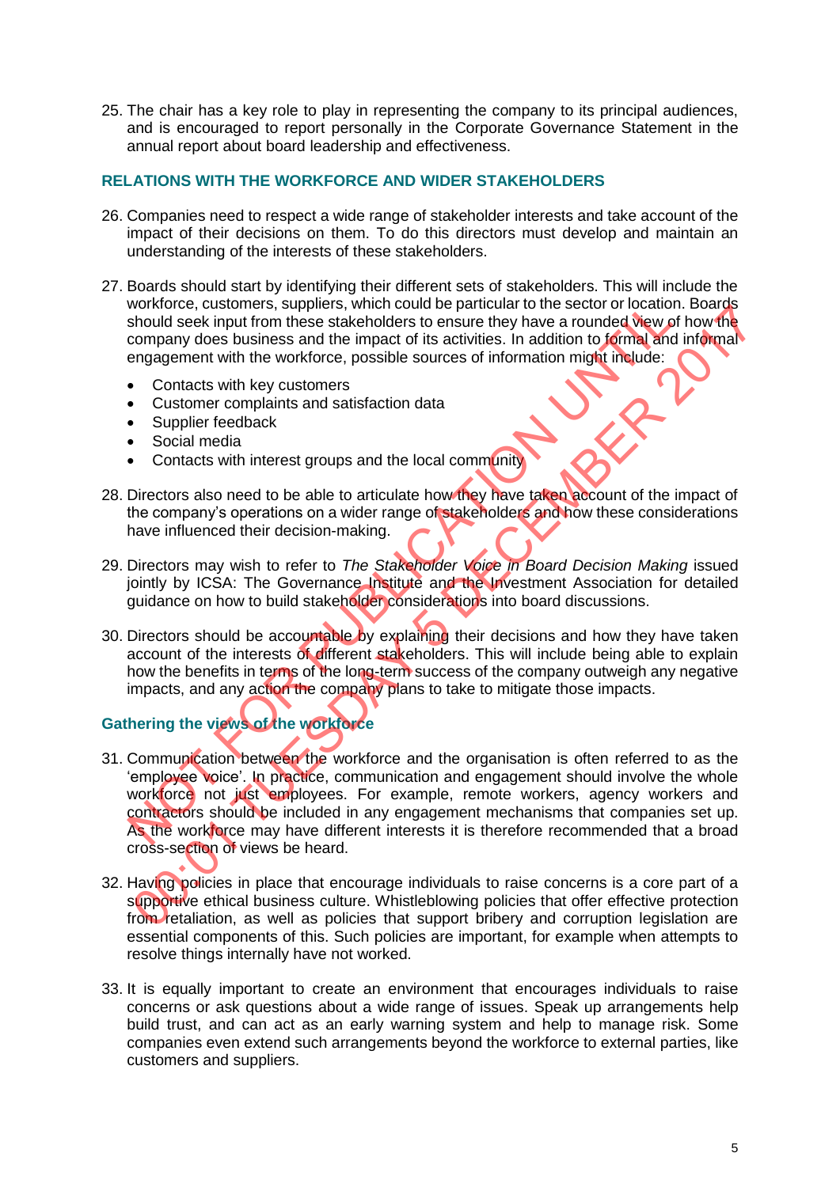25. The chair has a key role to play in representing the company to its principal audiences, and is encouraged to report personally in the Corporate Governance Statement in the annual report about board leadership and effectiveness.

## RELATIONS WITH THE WORKFORCE AND WIDER STAKEHOLDERS

26. Companies need to respect a wide range of stakeholder interests and take account of the impact of their decisions on them. To do this directors must develop and maintain an understanding of the interests of these stakeholders.

27. Boards should start by identifying their different sets of stakeholders. This will include the workforce, customers, suppliers, which could be particular to the sector or location. Boards should seek input from these stakeholders to ensure they have a rounded view of how the company does business and the impact of its activities. In addition to formal and informal engagement with the workforce, possible sources of information might include:

    - Contacts with key customers
    - Customer complaints and satisfaction data
    - Supplier feedback
    - Social media
    - Contacts with interest groups and the local community

28. Directors also need to be able to articulate how they have taken account of the impact of the company's operations on a wider range of stakeholders and how these considerations have influenced their decision-making.

29. Directors may wish to refer to *The Stakeholder Voice in Board Decision Making* issued jointly by ICSA: The Governance Institute and the Investment Association for detailed guidance on how to build stakeholder considerations into board discussions.

30. Directors should be accountable by explaining their decisions and how they have taken account of the interests of different stakeholders. This will include being able to explain how the benefits in terms of the long-term success of the company outweigh any negative impacts, and any action the company plans to take to mitigate those impacts.

### Gathering the views of the workforce

31. Communication between the workforce and the organisation is often referred to as the 'employee voice'. In practice, communication and engagement should involve the whole workforce not just employees. For example, remote workers, agency workers and contractors should be included in any engagement mechanisms that companies set up. As the workforce may have different interests it is therefore recommended that a broad cross-section of views be heard.

32. Having policies in place that encourage individuals to raise concerns is a core part of a supportive ethical business culture. Whistleblowing policies that offer effective protection from retaliation, as well as policies that support bribery and corruption legislation are essential components of this. Such policies are important, for example when attempts to resolve things internally have not worked.

33. It is equally important to create an environment that encourages individuals to raise concerns or ask questions about a wide range of issues. Speak up arrangements help build trust, and can act as an early warning system and help to manage risk. Some companies even extend such arrangements beyond the workforce to external parties, like customers and suppliers.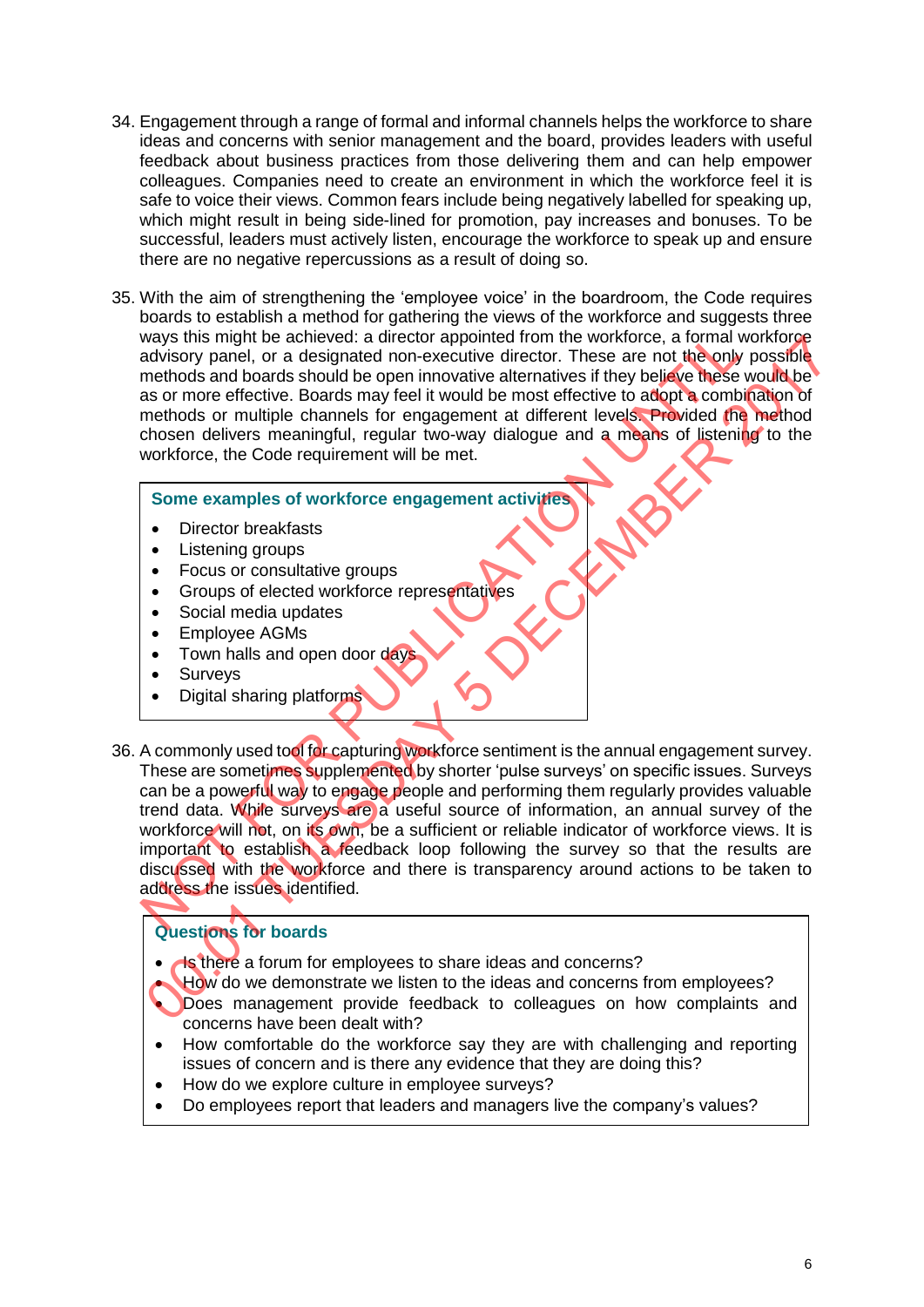34. Engagement through a range of formal and informal channels helps the workforce to share ideas and concerns with senior management and the board, provides leaders with useful feedback about business practices from those delivering them and can help empower colleagues. Companies need to create an environment in which the workforce feel it is safe to voice their views. Common fears include being negatively labelled for speaking up, which might result in being side-lined for promotion, pay increases and bonuses. To be successful, leaders must actively listen, encourage the workforce to speak up and ensure there are no negative repercussions as a result of doing so.

35. With the aim of strengthening the 'employee voice' in the boardroom, the Code requires boards to establish a method for gathering the views of the workforce and suggests three ways this might be achieved: a director appointed from the workforce, a formal workforce advisory panel, or a designated non-executive director. These are not the only possible methods and boards should be open innovative alternatives if they believe these would be as or more effective. Boards may feel it would be most effective to adopt a combination of methods or multiple channels for engagement at different levels. Provided the method chosen delivers meaningful, regular two-way dialogue and a means of listening to the workforce, the Code requirement will be met.

**Some examples of workforce engagement activities**

- Director breakfasts
- Listening groups
- Focus or consultative groups
- Groups of elected workforce representatives
- Social media updates
- Employee AGMs
- Town halls and open door days
- Surveys
- Digital sharing platforms

36. A commonly used tool for capturing workforce sentiment is the annual engagement survey. These are sometimes supplemented by shorter 'pulse surveys' on specific issues. Surveys can be a powerful way to engage people and performing them regularly provides valuable trend data. While surveys are a useful source of information, an annual survey of the workforce will not, on its own, be a sufficient or reliable indicator of workforce views. It is important to establish a feedback loop following the survey so that the results are discussed with the workforce and there is transparency around actions to be taken to address the issues identified.

**Questions for boards**

- Is there a forum for employees to share ideas and concerns?
- How do we demonstrate we listen to the ideas and concerns from employees?
- Does management provide feedback to colleagues on how complaints and concerns have been dealt with?
- How comfortable do the workforce say they are with challenging and reporting issues of concern and is there any evidence that they are doing this?
- How do we explore culture in employee surveys?
- Do employees report that leaders and managers live the company's values?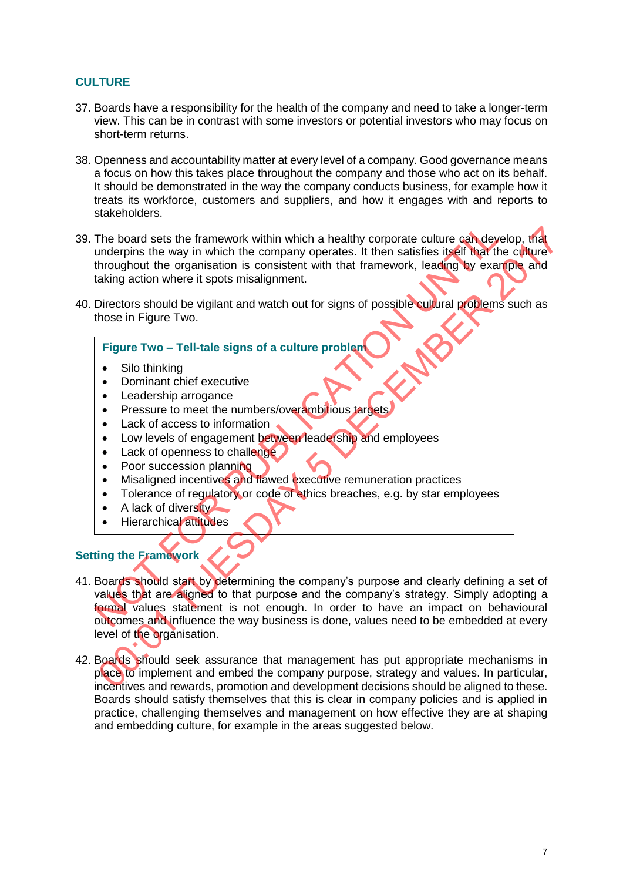## CULTURE

37. Boards have a responsibility for the health of the company and need to take a longer-term view. This can be in contrast with some investors or potential investors who may focus on short-term returns.

38. Openness and accountability matter at every level of a company. Good governance means a focus on how this takes place throughout the company and those who act on its behalf. It should be demonstrated in the way the company conducts business, for example how it treats its workforce, customers and suppliers, and how it engages with and reports to stakeholders.

39. The board sets the framework within which a healthy corporate culture can develop, that underpins the way in which the company operates. It then satisfies itself that the culture throughout the organisation is consistent with that framework, leading by example and taking action where it spots misalignment.

40. Directors should be vigilant and watch out for signs of possible cultural problems such as those in Figure Two.

**Figure Two – Tell-tale signs of a culture problem**

- Silo thinking
- Dominant chief executive
- Leadership arrogance
- Pressure to meet the numbers/overambitious targets
- Lack of access to information
- Low levels of engagement between leadership and employees
- Lack of openness to challenge
- Poor succession planning
- Misaligned incentives and flawed executive remuneration practices
- Tolerance of regulatory or code of ethics breaches, e.g. by star employees
- A lack of diversity
- Hierarchical attitudes

### Setting the Framework

41. Boards should start by determining the company's purpose and clearly defining a set of values that are aligned to that purpose and the company's strategy. Simply adopting a formal values statement is not enough. In order to have an impact on behavioural outcomes and influence the way business is done, values need to be embedded at every level of the organisation.

42. Boards should seek assurance that management has put appropriate mechanisms in place to implement and embed the company purpose, strategy and values. In particular, incentives and rewards, promotion and development decisions should be aligned to these. Boards should satisfy themselves that this is clear in company policies and is applied in practice, challenging themselves and management on how effective they are at shaping and embedding culture, for example in the areas suggested below.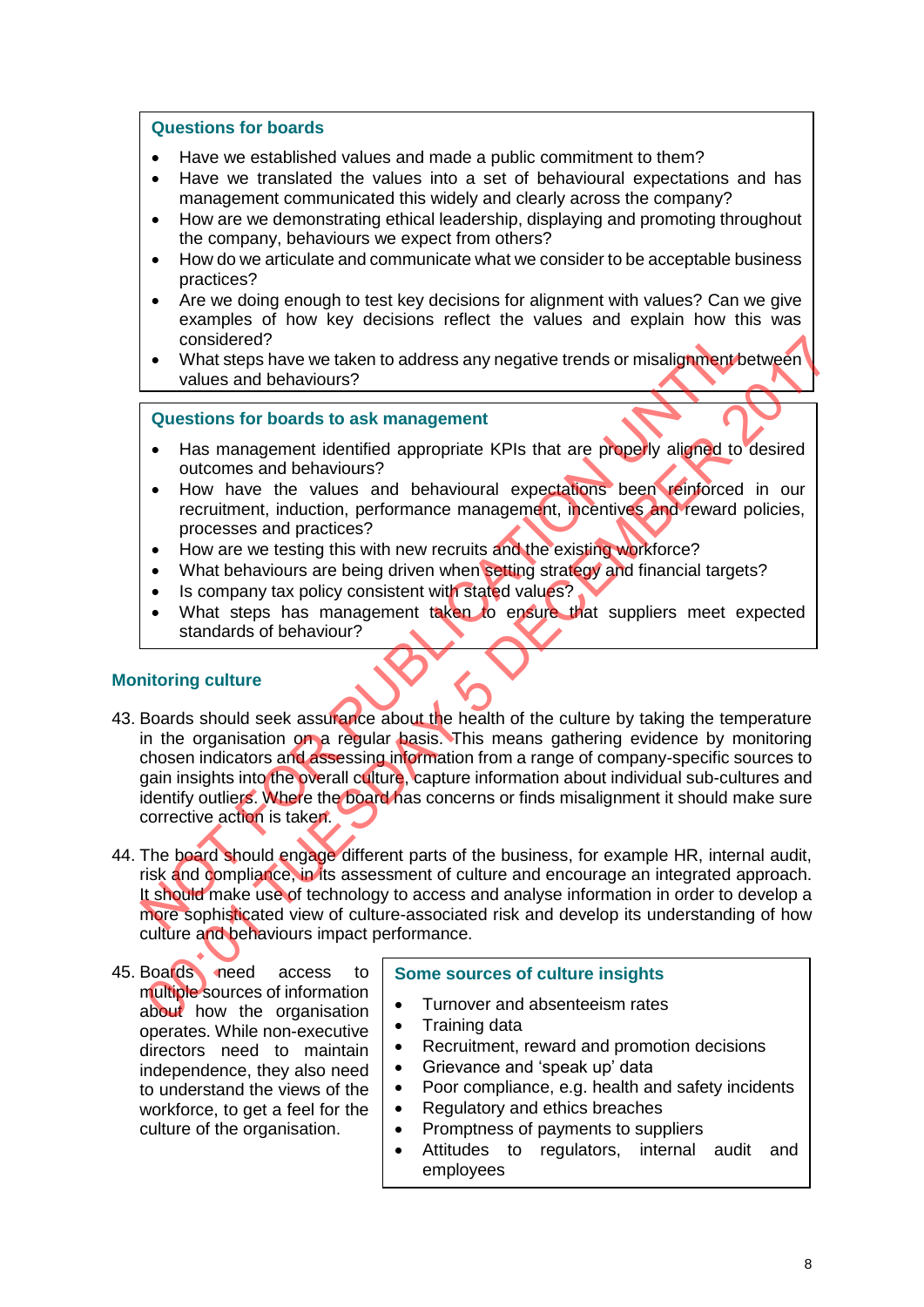**Questions for boards**

- Have we established values and made a public commitment to them?
- Have we translated the values into a set of behavioural expectations and has management communicated this widely and clearly across the company?
- How are we demonstrating ethical leadership, displaying and promoting throughout the company, behaviours we expect from others?
- How do we articulate and communicate what we consider to be acceptable business practices?
- Are we doing enough to test key decisions for alignment with values? Can we give examples of how key decisions reflect the values and explain how this was considered?
- What steps have we taken to address any negative trends or misalignment between values and behaviours?

**Questions for boards to ask management**

- Has management identified appropriate KPIs that are properly aligned to desired outcomes and behaviours?
- How have the values and behavioural expectations been reinforced in our recruitment, induction, performance management, incentives and reward policies, processes and practices?
- How are we testing this with new recruits and the existing workforce?
- What behaviours are being driven when setting strategy and financial targets?
- Is company tax policy consistent with stated values?
- What steps has management taken to ensure that suppliers meet expected standards of behaviour?

## Monitoring culture

43. Boards should seek assurance about the health of the culture by taking the temperature in the organisation on a regular basis. This means gathering evidence by monitoring chosen indicators and assessing information from a range of company-specific sources to gain insights into the overall culture, capture information about individual sub-cultures and identify outliers. Where the board has concerns or finds misalignment it should make sure corrective action is taken.

44. The board should engage different parts of the business, for example HR, internal audit, risk and compliance, in its assessment of culture and encourage an integrated approach. It should make use of technology to access and analyse information in order to develop a more sophisticated view of culture-associated risk and develop its understanding of how culture and behaviours impact performance.

45. Boards need access to multiple sources of information about how the organisation operates. While non-executive directors need to maintain independence, they also need to understand the views of the workforce, to get a feel for the culture of the organisation.

**Some sources of culture insights**

- Turnover and absenteeism rates
- Training data
- Recruitment, reward and promotion decisions
- Grievance and 'speak up' data
- Poor compliance, e.g. health and safety incidents
- Regulatory and ethics breaches
- Promptness of payments to suppliers
- Attitudes to regulators, internal audit and employees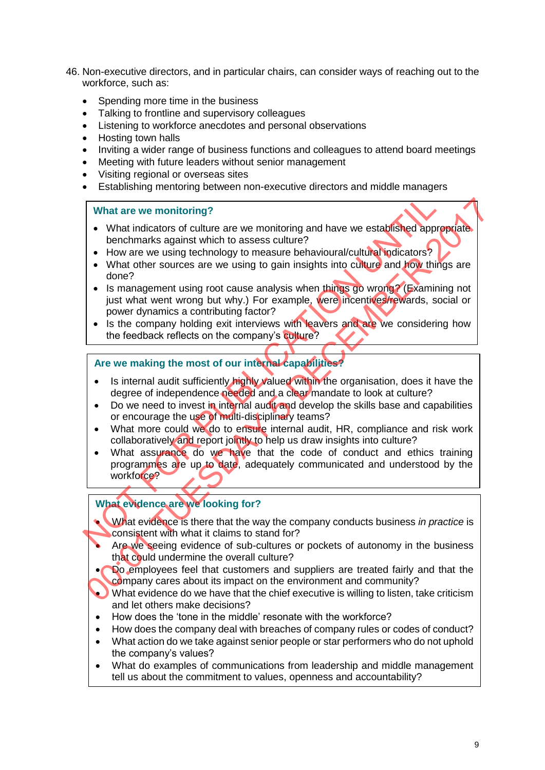46. Non-executive directors, and in particular chairs, can consider ways of reaching out to the workforce, such as:

- Spending more time in the business
- Talking to frontline and supervisory colleagues
- Listening to workforce anecdotes and personal observations
- Hosting town halls
- Inviting a wider range of business functions and colleagues to attend board meetings
- Meeting with future leaders without senior management
- Visiting regional or overseas sites
- Establishing mentoring between non-executive directors and middle managers

**What are we monitoring?**

- What indicators of culture are we monitoring and have we established appropriate benchmarks against which to assess culture?
- How are we using technology to measure behavioural/cultural indicators?
- What other sources are we using to gain insights into culture and how things are done?
- Is management using root cause analysis when things go wrong? (Examining not just what went wrong but why.) For example, were incentives/rewards, social or power dynamics a contributing factor?
- Is the company holding exit interviews with leavers and are we considering how the feedback reflects on the company's culture?

**Are we making the most of our internal capabilities?**

- Is internal audit sufficiently highly valued within the organisation, does it have the degree of independence needed and a clear mandate to look at culture?
- Do we need to invest in internal audit and develop the skills base and capabilities or encourage the use of multi-disciplinary teams?
- What more could we do to ensure internal audit, HR, compliance and risk work collaboratively and report jointly to help us draw insights into culture?
- What assurance do we have that the code of conduct and ethics training programmes are up to date, adequately communicated and understood by the workforce?

**What evidence are we looking for?**

- What evidence is there that the way the company conducts business *in practice* is consistent with what it claims to stand for?
- Are we seeing evidence of sub-cultures or pockets of autonomy in the business that could undermine the overall culture?
- Do employees feel that customers and suppliers are treated fairly and that the company cares about its impact on the environment and community?
- What evidence do we have that the chief executive is willing to listen, take criticism and let others make decisions?
- How does the 'tone in the middle' resonate with the workforce?
- How does the company deal with breaches of company rules or codes of conduct?
- What action do we take against senior people or star performers who do not uphold the company's values?
- What do examples of communications from leadership and middle management tell us about the commitment to values, openness and accountability?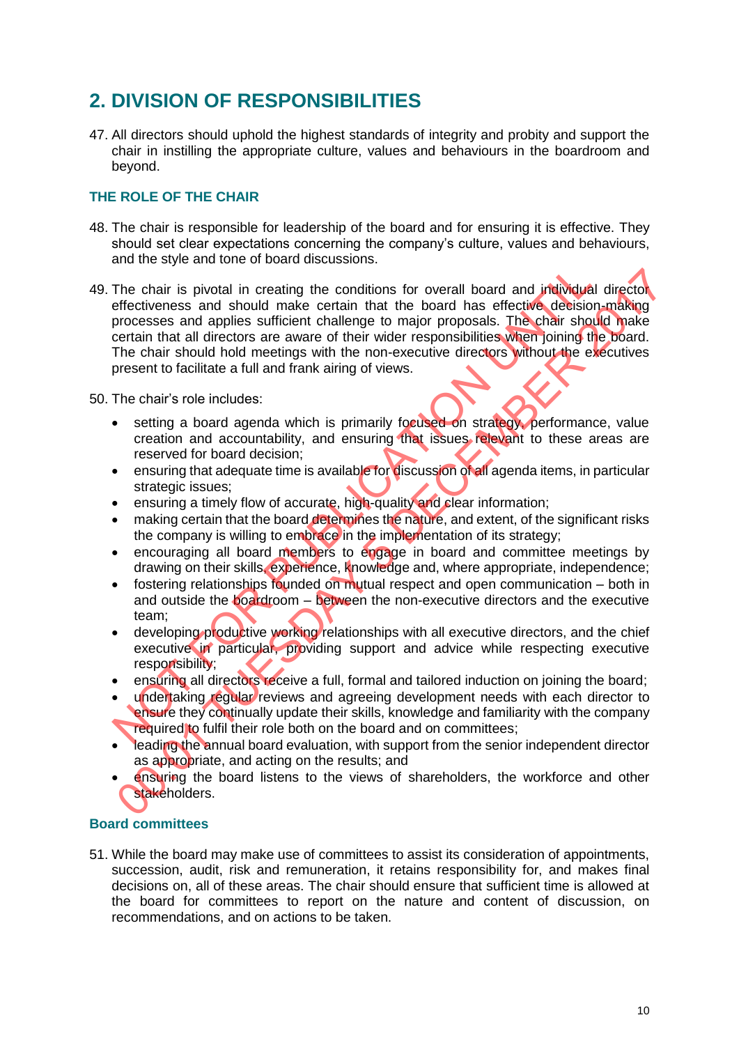## 2. DIVISION OF RESPONSIBILITIES

47. All directors should uphold the highest standards of integrity and probity and support the chair in instilling the appropriate culture, values and behaviours in the boardroom and beyond.

### THE ROLE OF THE CHAIR

48. The chair is responsible for leadership of the board and for ensuring it is effective. They should set clear expectations concerning the company's culture, values and behaviours, and the style and tone of board discussions.

49. The chair is pivotal in creating the conditions for overall board and individual director effectiveness and should make certain that the board has effective decision-making processes and applies sufficient challenge to major proposals. The chair should make certain that all directors are aware of their wider responsibilities when joining the board. The chair should hold meetings with the non-executive directors without the executives present to facilitate a full and frank airing of views.

50. The chair's role includes:

- setting a board agenda which is primarily focused on strategy, performance, value creation and accountability, and ensuring that issues relevant to these areas are reserved for board decision;
- ensuring that adequate time is available for discussion of all agenda items, in particular strategic issues;
- ensuring a timely flow of accurate, high-quality and clear information;
- making certain that the board determines the nature, and extent, of the significant risks the company is willing to embrace in the implementation of its strategy;
- encouraging all board members to engage in board and committee meetings by drawing on their skills, experience, knowledge and, where appropriate, independence;
- fostering relationships founded on mutual respect and open communication – both in and outside the boardroom – between the non-executive directors and the executive team;
- developing productive working relationships with all executive directors, and the chief executive in particular, providing support and advice while respecting executive responsibility;
- ensuring all directors receive a full, formal and tailored induction on joining the board;
- undertaking regular reviews and agreeing development needs with each director to ensure they continually update their skills, knowledge and familiarity with the company required to fulfil their role both on the board and on committees;
- leading the annual board evaluation, with support from the senior independent director as appropriate, and acting on the results; and
- ensuring the board listens to the views of shareholders, the workforce and other stakeholders.

### Board committees

51. While the board may make use of committees to assist its consideration of appointments, succession, audit, risk and remuneration, it retains responsibility for, and makes final decisions on, all of these areas. The chair should ensure that sufficient time is allowed at the board for committees to report on the nature and content of discussion, on recommendations, and on actions to be taken.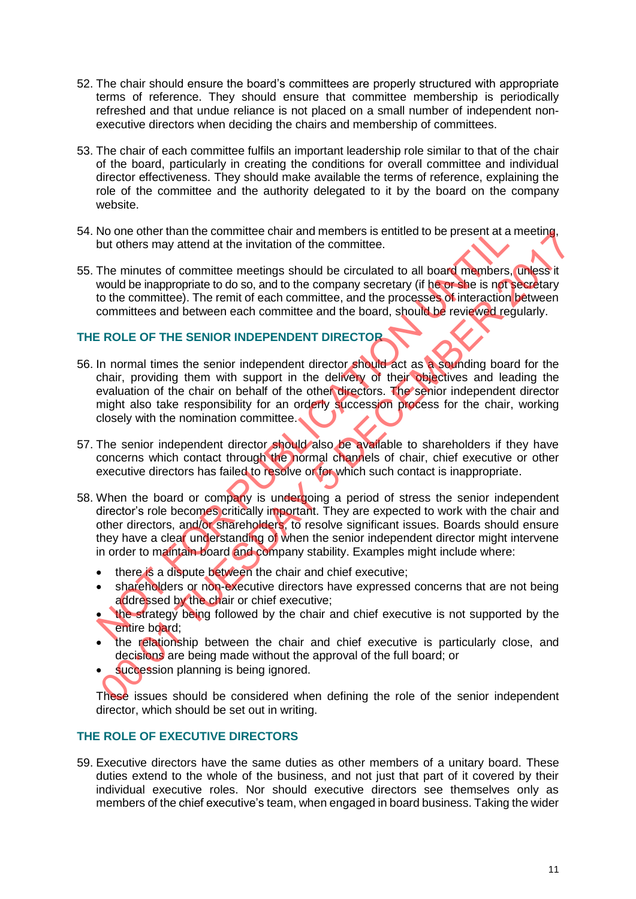52. The chair should ensure the board's committees are properly structured with appropriate terms of reference. They should ensure that committee membership is periodically refreshed and that undue reliance is not placed on a small number of independent non-executive directors when deciding the chairs and membership of committees.

53. The chair of each committee fulfils an important leadership role similar to that of the chair of the board, particularly in creating the conditions for overall committee and individual director effectiveness. They should make available the terms of reference, explaining the role of the committee and the authority delegated to it by the board on the company website.

54. No one other than the committee chair and members is entitled to be present at a meeting, but others may attend at the invitation of the committee.

55. The minutes of committee meetings should be circulated to all board members, unless it would be inappropriate to do so, and to the company secretary (if he or she is not secretary to the committee). The remit of each committee, and the processes of interaction between committees and between each committee and the board, should be reviewed regularly.

### THE ROLE OF THE SENIOR INDEPENDENT DIRECTOR

56. In normal times the senior independent director should act as a sounding board for the chair, providing them with support in the delivery of their objectives and leading the evaluation of the chair on behalf of the other directors. The senior independent director might also take responsibility for an orderly succession process for the chair, working closely with the nomination committee.

57. The senior independent director should also be available to shareholders if they have concerns which contact through the normal channels of chair, chief executive or other executive directors has failed to resolve or for which such contact is inappropriate.

58. When the board or company is undergoing a period of stress the senior independent director's role becomes critically important. They are expected to work with the chair and other directors, and/or shareholders, to resolve significant issues. Boards should ensure they have a clear understanding of when the senior independent director might intervene in order to maintain board and company stability. Examples might include where:

    - there is a dispute between the chair and chief executive;
    - shareholders or non-executive directors have expressed concerns that are not being addressed by the chair or chief executive;
    - the strategy being followed by the chair and chief executive is not supported by the entire board;
    - the relationship between the chair and chief executive is particularly close, and decisions are being made without the approval of the full board; or
    - succession planning is being ignored.

    These issues should be considered when defining the role of the senior independent director, which should be set out in writing.

### THE ROLE OF EXECUTIVE DIRECTORS

59. Executive directors have the same duties as other members of a unitary board. These duties extend to the whole of the business, and not just that part of it covered by their individual executive roles. Nor should executive directors see themselves only as members of the chief executive's team, when engaged in board business. Taking the wider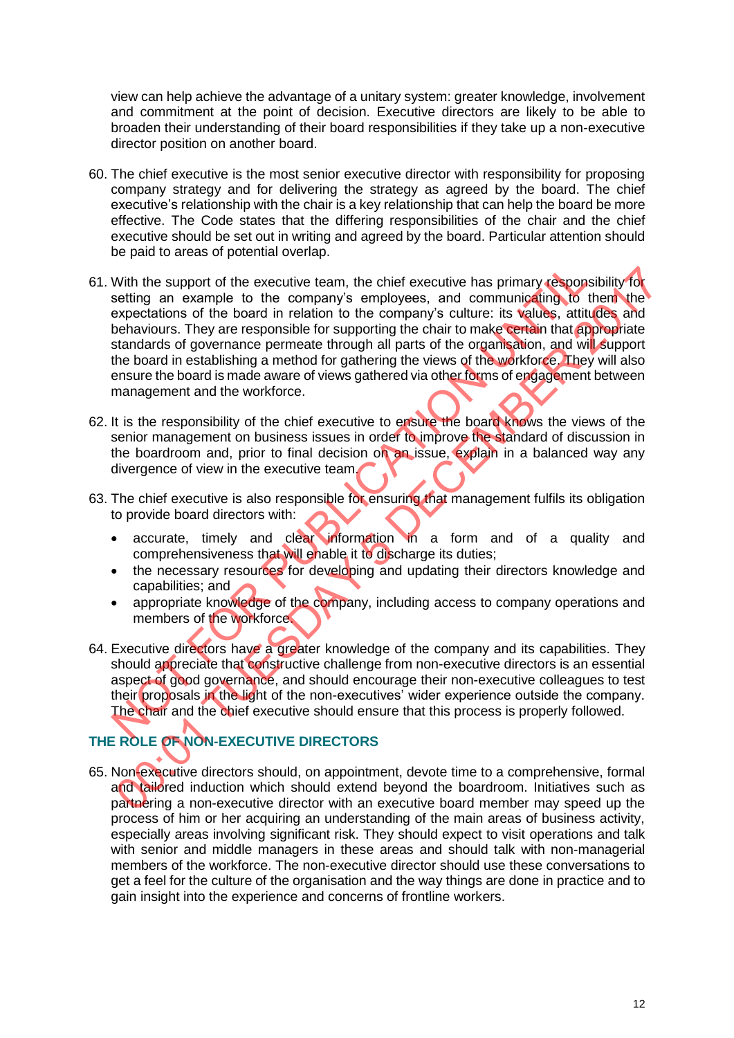view can help achieve the advantage of a unitary system: greater knowledge, involvement and commitment at the point of decision. Executive directors are likely to be able to broaden their understanding of their board responsibilities if they take up a non-executive director position on another board.

60. The chief executive is the most senior executive director with responsibility for proposing company strategy and for delivering the strategy as agreed by the board. The chief executive's relationship with the chair is a key relationship that can help the board be more effective. The Code states that the differing responsibilities of the chair and the chief executive should be set out in writing and agreed by the board. Particular attention should be paid to areas of potential overlap.

61. With the support of the executive team, the chief executive has primary responsibility for setting an example to the company's employees, and communicating to them the expectations of the board in relation to the company's culture: its values, attitudes and behaviours. They are responsible for supporting the chair to make certain that appropriate standards of governance permeate through all parts of the organisation, and will support the board in establishing a method for gathering the views of the workforce. They will also ensure the board is made aware of views gathered via other forms of engagement between management and the workforce.

62. It is the responsibility of the chief executive to ensure the board knows the views of the senior management on business issues in order to improve the standard of discussion in the boardroom and, prior to final decision on an issue, explain in a balanced way any divergence of view in the executive team.

63. The chief executive is also responsible for ensuring that management fulfils its obligation to provide board directors with:

   - accurate, timely and clear information in a form and of a quality and comprehensiveness that will enable it to discharge its duties;
   - the necessary resources for developing and updating their directors knowledge and capabilities; and
   - appropriate knowledge of the company, including access to company operations and members of the workforce.

64. Executive directors have a greater knowledge of the company and its capabilities. They should appreciate that constructive challenge from non-executive directors is an essential aspect of good governance, and should encourage their non-executive colleagues to test their proposals in the light of the non-executives' wider experience outside the company. The chair and the chief executive should ensure that this process is properly followed.

## THE ROLE OF NON-EXECUTIVE DIRECTORS

65. Non-executive directors should, on appointment, devote time to a comprehensive, formal and tailored induction which should extend beyond the boardroom. Initiatives such as partnering a non-executive director with an executive board member may speed up the process of him or her acquiring an understanding of the main areas of business activity, especially areas involving significant risk. They should expect to visit operations and talk with senior and middle managers in these areas and should talk with non-managerial members of the workforce. The non-executive director should use these conversations to get a feel for the culture of the organisation and the way things are done in practice and to gain insight into the experience and concerns of frontline workers.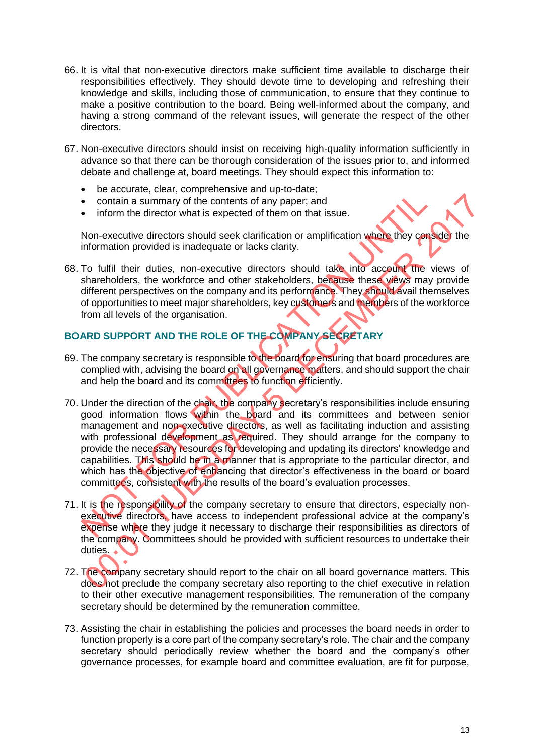66. It is vital that non-executive directors make sufficient time available to discharge their responsibilities effectively. They should devote time to developing and refreshing their knowledge and skills, including those of communication, to ensure that they continue to make a positive contribution to the board. Being well-informed about the company, and having a strong command of the relevant issues, will generate the respect of the other directors.

67. Non-executive directors should insist on receiving high-quality information sufficiently in advance so that there can be thorough consideration of the issues prior to, and informed debate and challenge at, board meetings. They should expect this information to:

    - be accurate, clear, comprehensive and up-to-date;
    - contain a summary of the contents of any paper; and
    - inform the director what is expected of them on that issue.

    Non-executive directors should seek clarification or amplification where they consider the information provided is inadequate or lacks clarity.

68. To fulfil their duties, non-executive directors should take into account the views of shareholders, the workforce and other stakeholders, because these views may provide different perspectives on the company and its performance. They should avail themselves of opportunities to meet major shareholders, key customers and members of the workforce from all levels of the organisation.

## BOARD SUPPORT AND THE ROLE OF THE COMPANY SECRETARY

69. The company secretary is responsible to the board for ensuring that board procedures are complied with, advising the board on all governance matters, and should support the chair and help the board and its committees to function efficiently.

70. Under the direction of the chair, the company secretary's responsibilities include ensuring good information flows within the board and its committees and between senior management and non-executive directors, as well as facilitating induction and assisting with professional development as required. They should arrange for the company to provide the necessary resources for developing and updating its directors' knowledge and capabilities. This should be in a manner that is appropriate to the particular director, and which has the objective of enhancing that director's effectiveness in the board or board committees, consistent with the results of the board's evaluation processes.

71. It is the responsibility of the company secretary to ensure that directors, especially non-executive directors, have access to independent professional advice at the company's expense where they judge it necessary to discharge their responsibilities as directors of the company. Committees should be provided with sufficient resources to undertake their duties.

72. The company secretary should report to the chair on all board governance matters. This does not preclude the company secretary also reporting to the chief executive in relation to their other executive management responsibilities. The remuneration of the company secretary should be determined by the remuneration committee.

73. Assisting the chair in establishing the policies and processes the board needs in order to function properly is a core part of the company secretary's role. The chair and the company secretary should periodically review whether the board and the company's other governance processes, for example board and committee evaluation, are fit for purpose,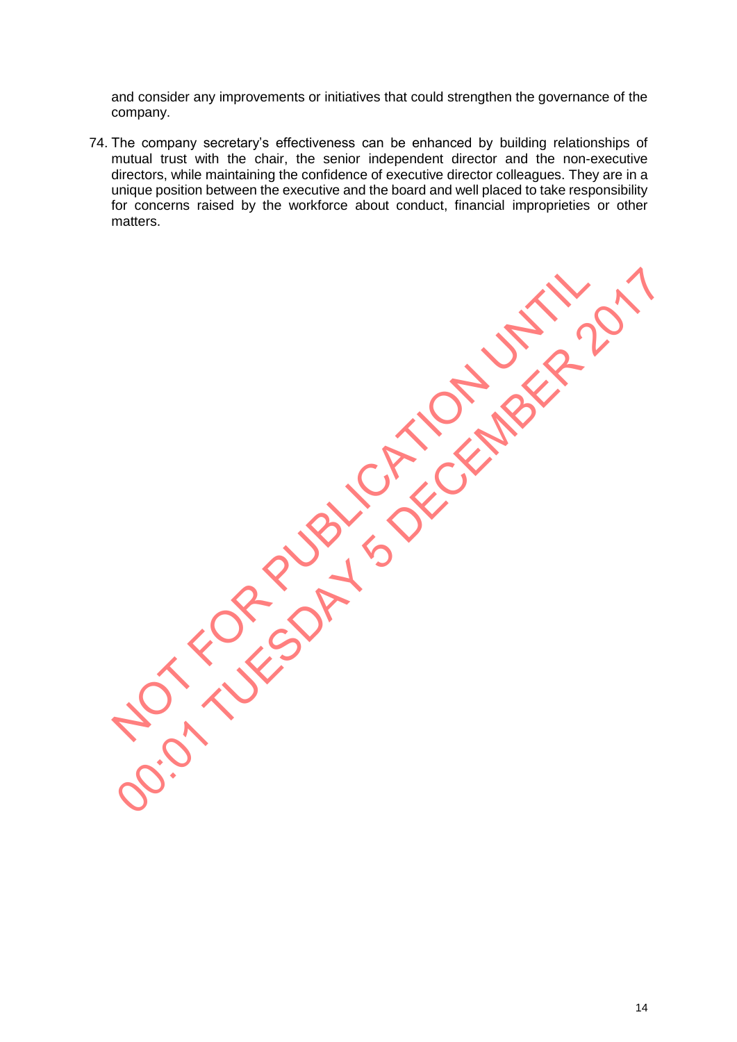and consider any improvements or initiatives that could strengthen the governance of the company.

74. The company secretary's effectiveness can be enhanced by building relationships of mutual trust with the chair, the senior independent director and the non-executive directors, while maintaining the confidence of executive director colleagues. They are in a unique position between the executive and the board and well placed to take responsibility for concerns raised by the workforce about conduct, financial improprieties or other matters.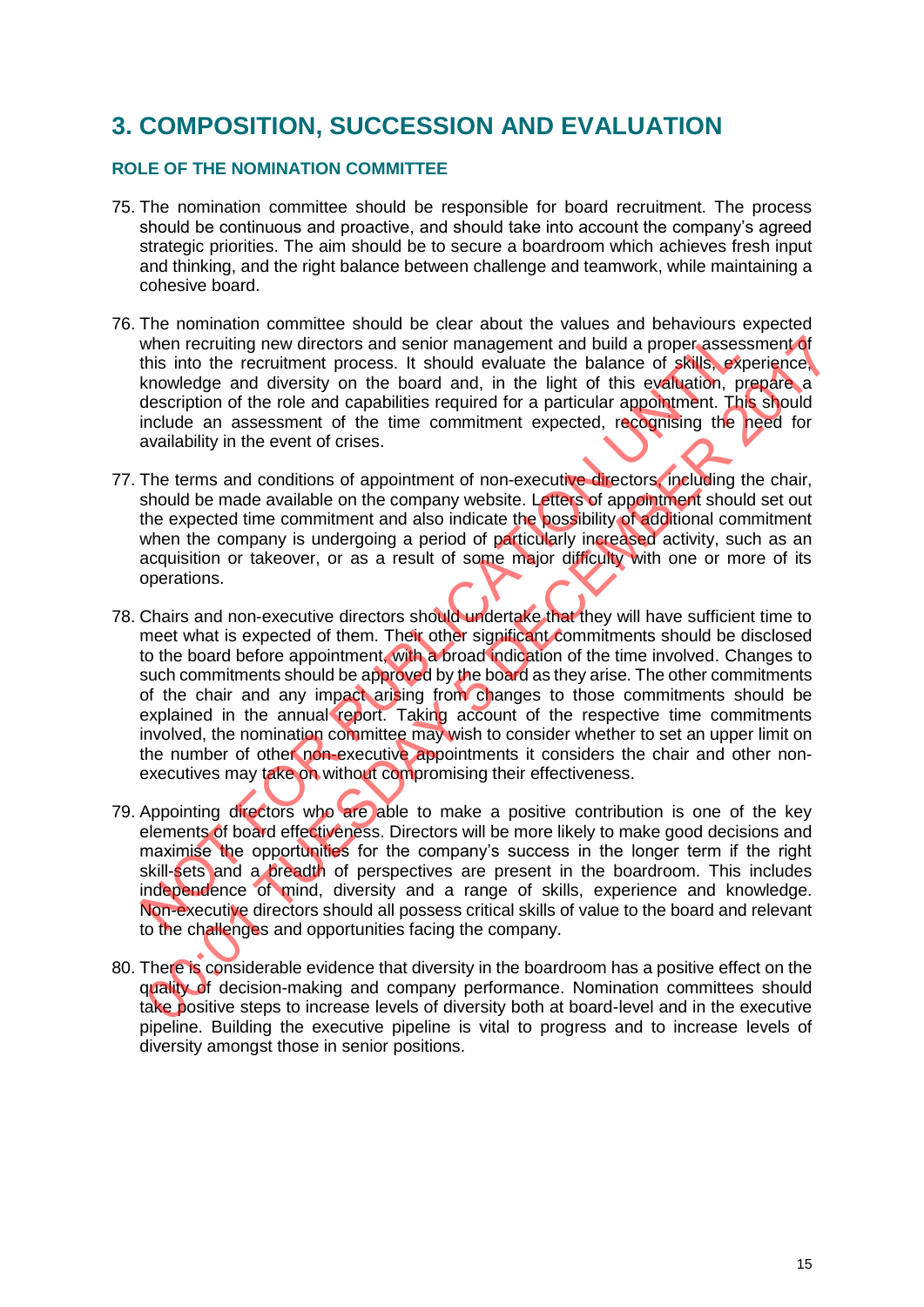# 3. COMPOSITION, SUCCESSION AND EVALUATION

### ROLE OF THE NOMINATION COMMITTEE

75. The nomination committee should be responsible for board recruitment. The process should be continuous and proactive, and should take into account the company's agreed strategic priorities. The aim should be to secure a boardroom which achieves fresh input and thinking, and the right balance between challenge and teamwork, while maintaining a cohesive board.

76. The nomination committee should be clear about the values and behaviours expected when recruiting new directors and senior management and build a proper assessment of this into the recruitment process. It should evaluate the balance of skills, experience, knowledge and diversity on the board and, in the light of this evaluation, prepare a description of the role and capabilities required for a particular appointment. This should include an assessment of the time commitment expected, recognising the need for availability in the event of crises.

77. The terms and conditions of appointment of non-executive directors, including the chair, should be made available on the company website. Letters of appointment should set out the expected time commitment and also indicate the possibility of additional commitment when the company is undergoing a period of particularly increased activity, such as an acquisition or takeover, or as a result of some major difficulty with one or more of its operations.

78. Chairs and non-executive directors should undertake that they will have sufficient time to meet what is expected of them. Their other significant commitments should be disclosed to the board before appointment, with a broad indication of the time involved. Changes to such commitments should be approved by the board as they arise. The other commitments of the chair and any impact arising from changes to those commitments should be explained in the annual report. Taking account of the respective time commitments involved, the nomination committee may wish to consider whether to set an upper limit on the number of other non-executive appointments it considers the chair and other non-executives may take on without compromising their effectiveness.

79. Appointing directors who are able to make a positive contribution is one of the key elements of board effectiveness. Directors will be more likely to make good decisions and maximise the opportunities for the company's success in the longer term if the right skill-sets and a breadth of perspectives are present in the boardroom. This includes independence of mind, diversity and a range of skills, experience and knowledge. Non-executive directors should all possess critical skills of value to the board and relevant to the challenges and opportunities facing the company.

80. There is considerable evidence that diversity in the boardroom has a positive effect on the quality of decision-making and company performance. Nomination committees should take positive steps to increase levels of diversity both at board-level and in the executive pipeline. Building the executive pipeline is vital to progress and to increase levels of diversity amongst those in senior positions.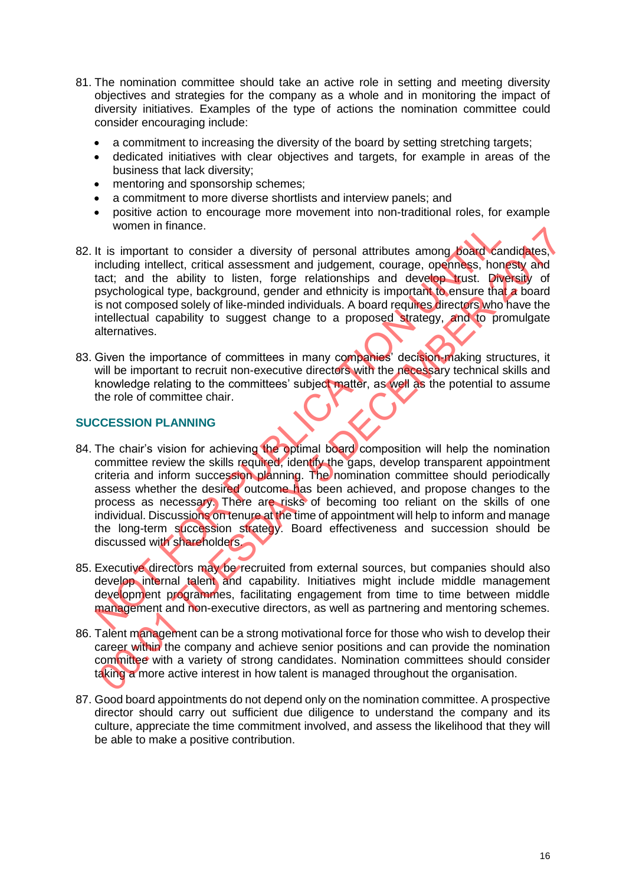81. The nomination committee should take an active role in setting and meeting diversity objectives and strategies for the company as a whole and in monitoring the impact of diversity initiatives. Examples of the type of actions the nomination committee could consider encouraging include:

    - a commitment to increasing the diversity of the board by setting stretching targets;
    - dedicated initiatives with clear objectives and targets, for example in areas of the business that lack diversity;
    - mentoring and sponsorship schemes;
    - a commitment to more diverse shortlists and interview panels; and
    - positive action to encourage more movement into non-traditional roles, for example women in finance.

82. It is important to consider a diversity of personal attributes among board candidates, including intellect, critical assessment and judgement, courage, openness, honesty and tact; and the ability to listen, forge relationships and develop trust. Diversity of psychological type, background, gender and ethnicity is important to ensure that a board is not composed solely of like-minded individuals. A board requires directors who have the intellectual capability to suggest change to a proposed strategy, and to promulgate alternatives.

83. Given the importance of committees in many companies' decision-making structures, it will be important to recruit non-executive directors with the necessary technical skills and knowledge relating to the committees' subject matter, as well as the potential to assume the role of committee chair.

## SUCCESSION PLANNING

84. The chair's vision for achieving the optimal board composition will help the nomination committee review the skills required, identify the gaps, develop transparent appointment criteria and inform succession planning. The nomination committee should periodically assess whether the desired outcome has been achieved, and propose changes to the process as necessary. There are risks of becoming too reliant on the skills of one individual. Discussions on tenure at the time of appointment will help to inform and manage the long-term succession strategy. Board effectiveness and succession should be discussed with shareholders.

85. Executive directors may be recruited from external sources, but companies should also develop internal talent and capability. Initiatives might include middle management development programmes, facilitating engagement from time to time between middle management and non-executive directors, as well as partnering and mentoring schemes.

86. Talent management can be a strong motivational force for those who wish to develop their career within the company and achieve senior positions and can provide the nomination committee with a variety of strong candidates. Nomination committees should consider taking a more active interest in how talent is managed throughout the organisation.

87. Good board appointments do not depend only on the nomination committee. A prospective director should carry out sufficient due diligence to understand the company and its culture, appreciate the time commitment involved, and assess the likelihood that they will be able to make a positive contribution.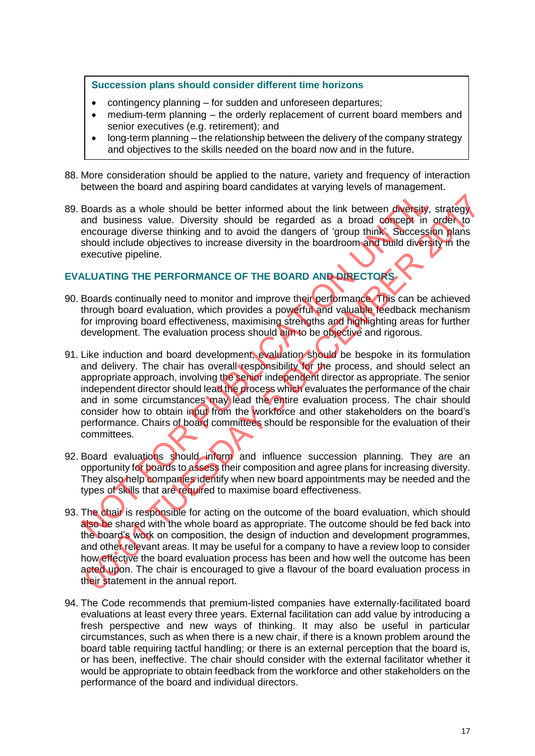**Succession plans should consider different time horizons**

- contingency planning – for sudden and unforeseen departures;
- medium-term planning – the orderly replacement of current board members and senior executives (e.g. retirement); and
- long-term planning – the relationship between the delivery of the company strategy and objectives to the skills needed on the board now and in the future.

88. More consideration should be applied to the nature, variety and frequency of interaction between the board and aspiring board candidates at varying levels of management.

89. Boards as a whole should be better informed about the link between diversity, strategy and business value. Diversity should be regarded as a broad concept in order to encourage diverse thinking and to avoid the dangers of 'group think'. Succession plans should include objectives to increase diversity in the boardroom and build diversity in the executive pipeline.

## EVALUATING THE PERFORMANCE OF THE BOARD AND DIRECTORS

90. Boards continually need to monitor and improve their performance. This can be achieved through board evaluation, which provides a powerful and valuable feedback mechanism for improving board effectiveness, maximising strengths and highlighting areas for further development. The evaluation process should aim to be objective and rigorous.

91. Like induction and board development, evaluation should be bespoke in its formulation and delivery. The chair has overall responsibility for the process, and should select an appropriate approach, involving the senior independent director as appropriate. The senior independent director should lead the process which evaluates the performance of the chair and in some circumstances may lead the entire evaluation process. The chair should consider how to obtain input from the workforce and other stakeholders on the board's performance. Chairs of board committees should be responsible for the evaluation of their committees.

92. Board evaluations should inform and influence succession planning. They are an opportunity for boards to assess their composition and agree plans for increasing diversity. They also help companies identify when new board appointments may be needed and the types of skills that are required to maximise board effectiveness.

93. The chair is responsible for acting on the outcome of the board evaluation, which should also be shared with the whole board as appropriate. The outcome should be fed back into the board's work on composition, the design of induction and development programmes, and other relevant areas. It may be useful for a company to have a review loop to consider how effective the board evaluation process has been and how well the outcome has been acted upon. The chair is encouraged to give a flavour of the board evaluation process in their statement in the annual report.

94. The Code recommends that premium-listed companies have externally-facilitated board evaluations at least every three years. External facilitation can add value by introducing a fresh perspective and new ways of thinking. It may also be useful in particular circumstances, such as when there is a new chair, if there is a known problem around the board table requiring tactful handling; or there is an external perception that the board is, or has been, ineffective. The chair should consider with the external facilitator whether it would be appropriate to obtain feedback from the workforce and other stakeholders on the performance of the board and individual directors.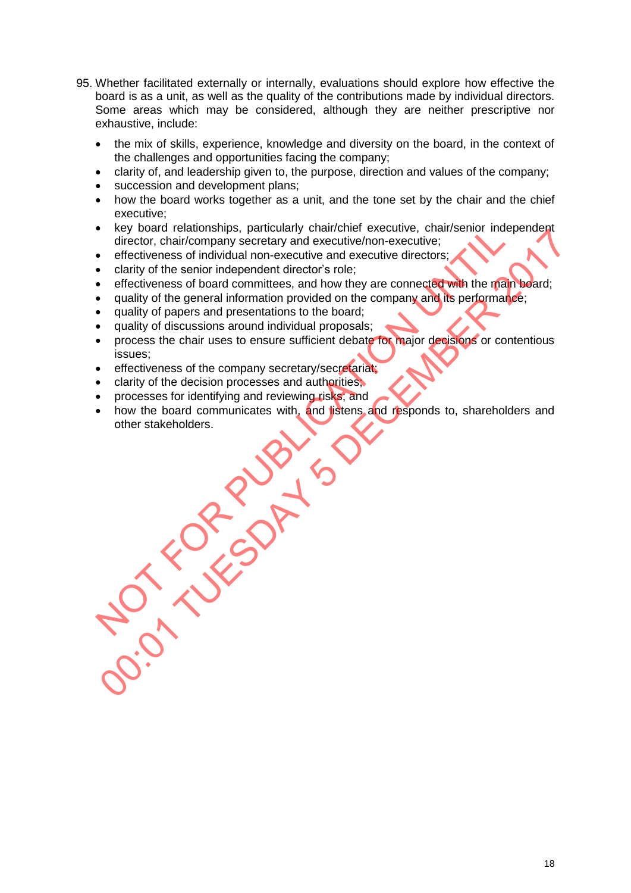95. Whether facilitated externally or internally, evaluations should explore how effective the board is as a unit, as well as the quality of the contributions made by individual directors. Some areas which may be considered, although they are neither prescriptive nor exhaustive, include:

- the mix of skills, experience, knowledge and diversity on the board, in the context of the challenges and opportunities facing the company;
- clarity of, and leadership given to, the purpose, direction and values of the company;
- succession and development plans;
- how the board works together as a unit, and the tone set by the chair and the chief executive;
- key board relationships, particularly chair/chief executive, chair/senior independent director, chair/company secretary and executive/non-executive;
- effectiveness of individual non-executive and executive directors;
- clarity of the senior independent director's role;
- effectiveness of board committees, and how they are connected with the main board;
- quality of the general information provided on the company and its performance;
- quality of papers and presentations to the board;
- quality of discussions around individual proposals;
- process the chair uses to ensure sufficient debate for major decisions or contentious issues;
- effectiveness of the company secretary/secretariat;
- clarity of the decision processes and authorities;
- processes for identifying and reviewing risks; and
- how the board communicates with, and listens and responds to, shareholders and other stakeholders.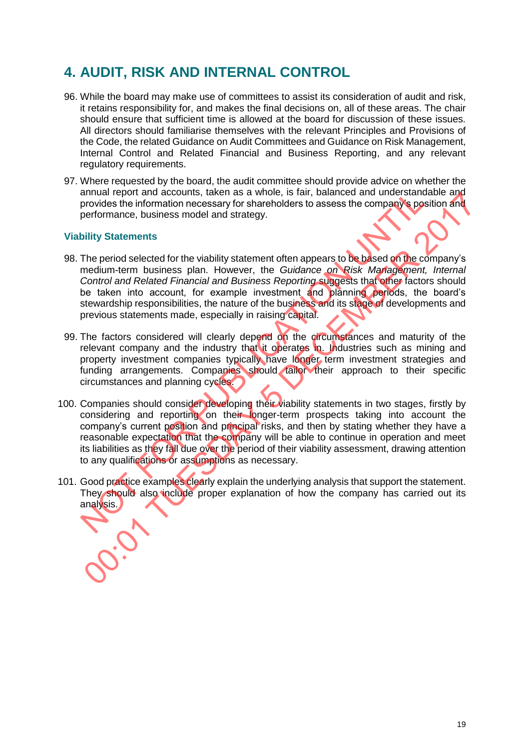## 4. AUDIT, RISK AND INTERNAL CONTROL

96. While the board may make use of committees to assist its consideration of audit and risk, it retains responsibility for, and makes the final decisions on, all of these areas. The chair should ensure that sufficient time is allowed at the board for discussion of these issues. All directors should familiarise themselves with the relevant Principles and Provisions of the Code, the related Guidance on Audit Committees and Guidance on Risk Management, Internal Control and Related Financial and Business Reporting, and any relevant regulatory requirements.

97. Where requested by the board, the audit committee should provide advice on whether the annual report and accounts, taken as a whole, is fair, balanced and understandable and provides the information necessary for shareholders to assess the company's position and performance, business model and strategy.

### Viability Statements

98. The period selected for the viability statement often appears to be based on the company's medium-term business plan. However, the *Guidance on Risk Management, Internal Control and Related Financial and Business Reporting* suggests that other factors should be taken into account, for example investment and planning periods, the board's stewardship responsibilities, the nature of the business and its stage of developments and previous statements made, especially in raising capital.

99. The factors considered will clearly depend on the circumstances and maturity of the relevant company and the industry that it operates in. Industries such as mining and property investment companies typically have longer term investment strategies and funding arrangements. Companies should tailor their approach to their specific circumstances and planning cycles.

100. Companies should consider developing their viability statements in two stages, firstly by considering and reporting on their longer-term prospects taking into account the company's current position and principal risks, and then by stating whether they have a reasonable expectation that the company will be able to continue in operation and meet its liabilities as they fall due over the period of their viability assessment, drawing attention to any qualifications or assumptions as necessary.

101. Good practice examples clearly explain the underlying analysis that support the statement. They should also include proper explanation of how the company has carried out its analysis.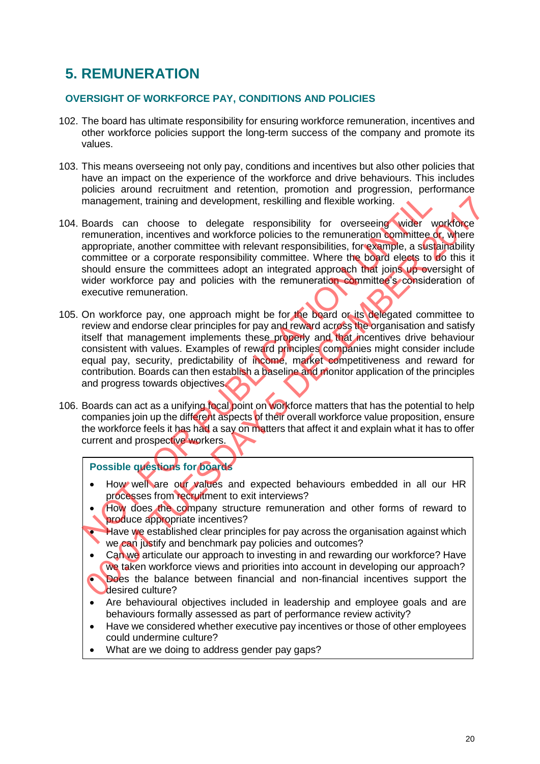## 5. REMUNERATION

### OVERSIGHT OF WORKFORCE PAY, CONDITIONS AND POLICIES

102. The board has ultimate responsibility for ensuring workforce remuneration, incentives and other workforce policies support the long-term success of the company and promote its values.

103. This means overseeing not only pay, conditions and incentives but also other policies that have an impact on the experience of the workforce and drive behaviours. This includes policies around recruitment and retention, promotion and progression, performance management, training and development, reskilling and flexible working.

104. Boards can choose to delegate responsibility for overseeing wider workforce remuneration, incentives and workforce policies to the remuneration committee or, where appropriate, another committee with relevant responsibilities, for example, a sustainability committee or a corporate responsibility committee. Where the board elects to do this it should ensure the committees adopt an integrated approach that joins up oversight of wider workforce pay and policies with the remuneration committee's consideration of executive remuneration.

105. On workforce pay, one approach might be for the board or its delegated committee to review and endorse clear principles for pay and reward across the organisation and satisfy itself that management implements these properly and that incentives drive behaviour consistent with values. Examples of reward principles companies might consider include equal pay, security, predictability of income, market competitiveness and reward for contribution. Boards can then establish a baseline and monitor application of the principles and progress towards objectives.

106. Boards can act as a unifying focal point on workforce matters that has the potential to help companies join up the different aspects of their overall workforce value proposition, ensure the workforce feels it has had a say on matters that affect it and explain what it has to offer current and prospective workers.

**Possible questions for boards**

- How well are our values and expected behaviours embedded in all our HR processes from recruitment to exit interviews?
- How does the company structure remuneration and other forms of reward to produce appropriate incentives?
- Have we established clear principles for pay across the organisation against which we can justify and benchmark pay policies and outcomes?
- Can we articulate our approach to investing in and rewarding our workforce? Have we taken workforce views and priorities into account in developing our approach?
- Does the balance between financial and non-financial incentives support the desired culture?
- Are behavioural objectives included in leadership and employee goals and are behaviours formally assessed as part of performance review activity?
- Have we considered whether executive pay incentives or those of other employees could undermine culture?
- What are we doing to address gender pay gaps?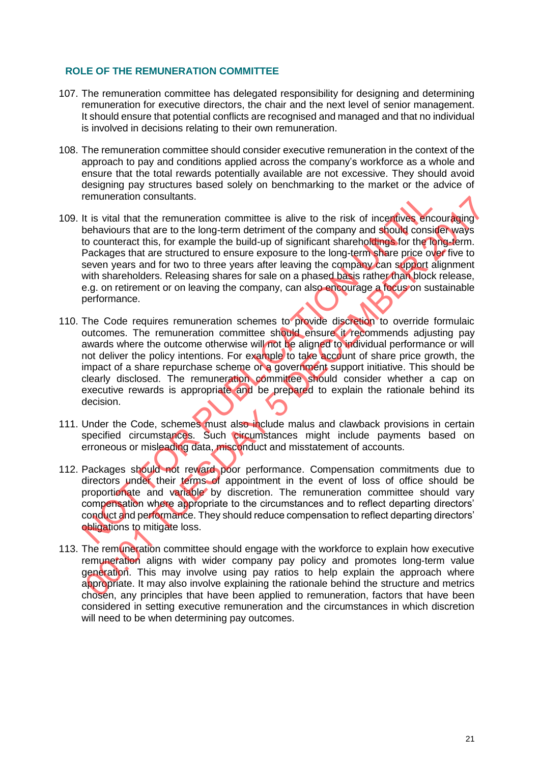## ROLE OF THE REMUNERATION COMMITTEE

107. The remuneration committee has delegated responsibility for designing and determining remuneration for executive directors, the chair and the next level of senior management. It should ensure that potential conflicts are recognised and managed and that no individual is involved in decisions relating to their own remuneration.

108. The remuneration committee should consider executive remuneration in the context of the approach to pay and conditions applied across the company's workforce as a whole and ensure that the total rewards potentially available are not excessive. They should avoid designing pay structures based solely on benchmarking to the market or the advice of remuneration consultants.

109. It is vital that the remuneration committee is alive to the risk of incentives encouraging behaviours that are to the long-term detriment of the company and should consider ways to counteract this, for example the build-up of significant shareholdings for the long-term. Packages that are structured to ensure exposure to the long-term share price over five to seven years and for two to three years after leaving the company can support alignment with shareholders. Releasing shares for sale on a phased basis rather than block release, e.g. on retirement or on leaving the company, can also encourage a focus on sustainable performance.

110. The Code requires remuneration schemes to provide discretion to override formulaic outcomes. The remuneration committee should ensure it recommends adjusting pay awards where the outcome otherwise will not be aligned to individual performance or will not deliver the policy intentions. For example to take account of share price growth, the impact of a share repurchase scheme or a government support initiative. This should be clearly disclosed. The remuneration committee should consider whether a cap on executive rewards is appropriate and be prepared to explain the rationale behind its decision.

111. Under the Code, schemes must also include malus and clawback provisions in certain specified circumstances. Such circumstances might include payments based on erroneous or misleading data, misconduct and misstatement of accounts.

112. Packages should not reward poor performance. Compensation commitments due to directors under their terms of appointment in the event of loss of office should be proportionate and variable by discretion. The remuneration committee should vary compensation where appropriate to the circumstances and to reflect departing directors' conduct and performance. They should reduce compensation to reflect departing directors' obligations to mitigate loss.

113. The remuneration committee should engage with the workforce to explain how executive remuneration aligns with wider company pay policy and promotes long-term value generation. This may involve using pay ratios to help explain the approach where appropriate. It may also involve explaining the rationale behind the structure and metrics chosen, any principles that have been applied to remuneration, factors that have been considered in setting executive remuneration and the circumstances in which discretion will need to be when determining pay outcomes.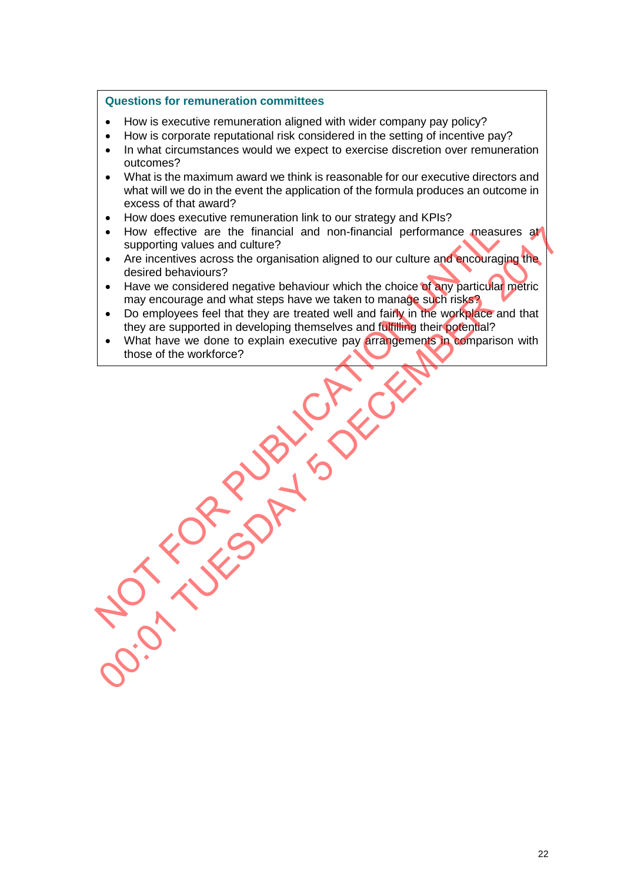### Questions for remuneration committees

- How is executive remuneration aligned with wider company pay policy?
- How is corporate reputational risk considered in the setting of incentive pay?
- In what circumstances would we expect to exercise discretion over remuneration outcomes?
- What is the maximum award we think is reasonable for our executive directors and what will we do in the event the application of the formula produces an outcome in excess of that award?
- How does executive remuneration link to our strategy and KPIs?
- How effective are the financial and non-financial performance measures at supporting values and culture?
- Are incentives across the organisation aligned to our culture and encouraging the desired behaviours?
- Have we considered negative behaviour which the choice of any particular metric may encourage and what steps have we taken to manage such risks?
- Do employees feel that they are treated well and fairly in the workplace and that they are supported in developing themselves and fulfilling their potential?
- What have we done to explain executive pay arrangements in comparison with those of the workforce?

NOT FOR PUBLICATION UNTIL 00:01 TUESDAY 5 DECEMBER 2017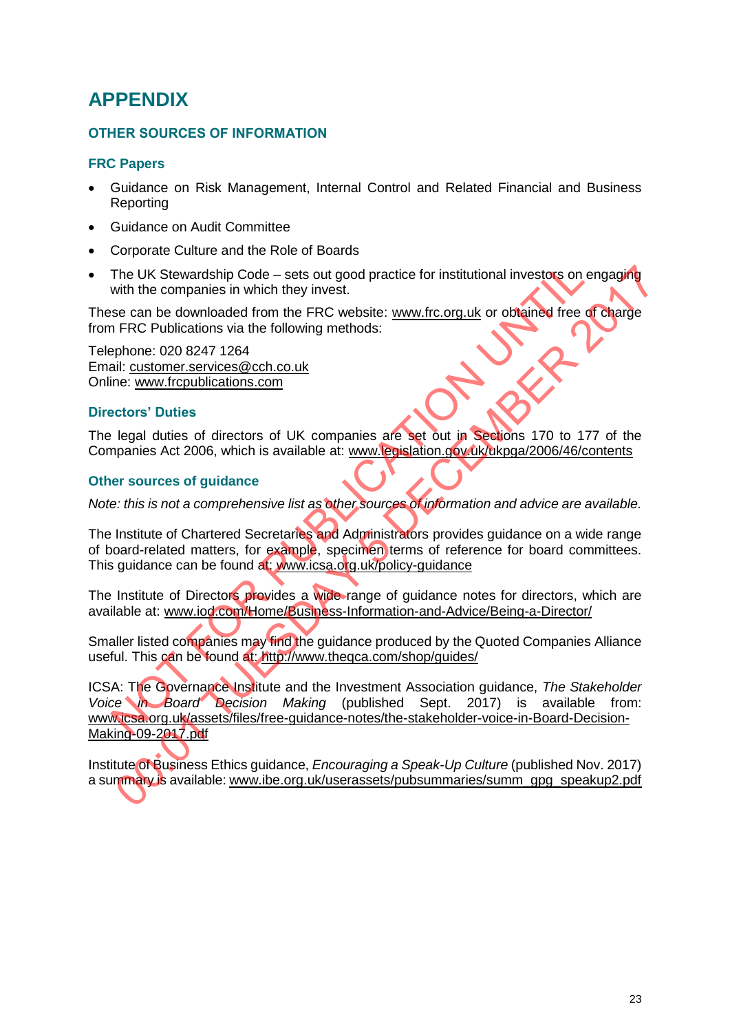# APPENDIX

## OTHER SOURCES OF INFORMATION

### FRC Papers

- Guidance on Risk Management, Internal Control and Related Financial and Business Reporting
- Guidance on Audit Committee
- Corporate Culture and the Role of Boards
- The UK Stewardship Code – sets out good practice for institutional investors on engaging with the companies in which they invest.

These can be downloaded from the FRC website: www.frc.org.uk or obtained free of charge from FRC Publications via the following methods:

Telephone: 020 8247 1264
Email: customer.services@cch.co.uk
Online: www.frcpublications.com

### Directors' Duties

The legal duties of directors of UK companies are set out in Sections 170 to 177 of the Companies Act 2006, which is available at: www.legislation.gov.uk/ukpga/2006/46/contents

### Other sources of guidance

*Note: this is not a comprehensive list as other sources of information and advice are available.*

The Institute of Chartered Secretaries and Administrators provides guidance on a wide range of board-related matters, for example, specimen terms of reference for board committees. This guidance can be found at: www.icsa.org.uk/policy-guidance

The Institute of Directors provides a wide range of guidance notes for directors, which are available at: www.iod.com/Home/Business-Information-and-Advice/Being-a-Director/

Smaller listed companies may find the guidance produced by the Quoted Companies Alliance useful. This can be found at: http://www.theqca.com/shop/guides/

ICSA: The Governance Institute and the Investment Association guidance, *The Stakeholder Voice in Board Decision Making* (published Sept. 2017) is available from: www.icsa.org.uk/assets/files/free-guidance-notes/the-stakeholder-voice-in-Board-Decision-Making-09-2017.pdf

Institute of Business Ethics guidance, *Encouraging a Speak-Up Culture* (published Nov. 2017) a summary is available: www.ibe.org.uk/userassets/pubsummaries/summ_gpg_speakup2.pdf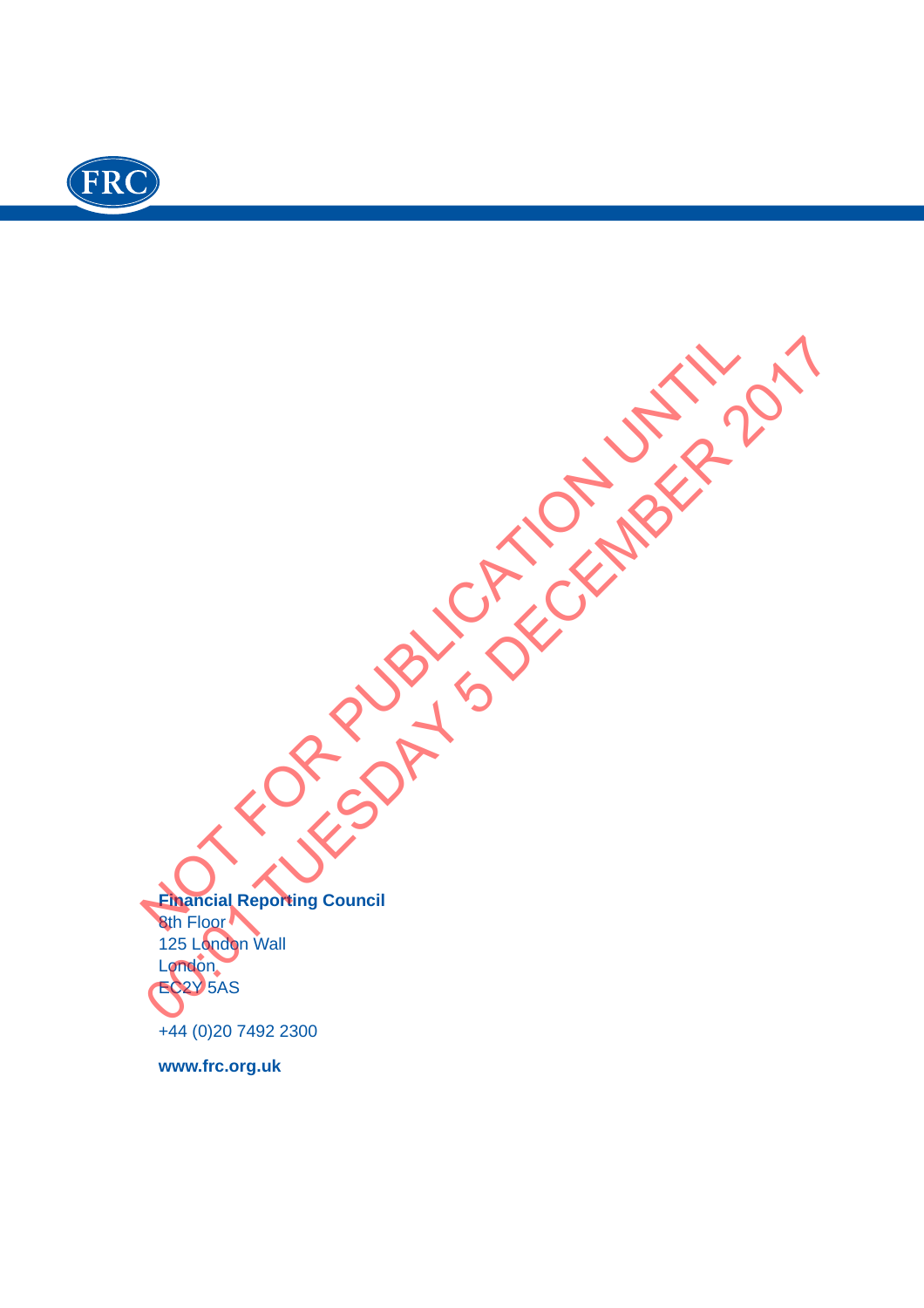NOT FOR PUBLICATION UNTIL 00:01 TUESDAY 5 DECEMBER 2017

**Financial Reporting Council**
8th Floor
125 London Wall
London
EC2Y 5AS

+44 (0)20 7492 2300

**www.frc.org.uk**